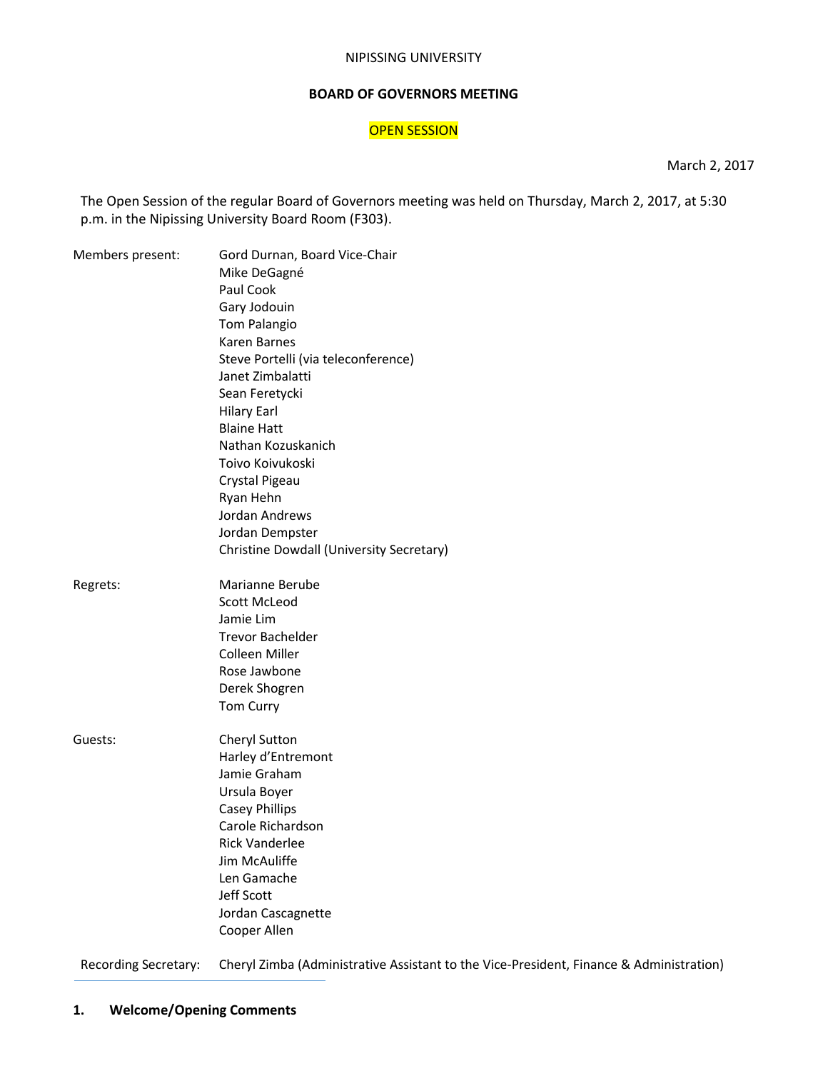NIPISSING UNIVERSITY

**BOARD OF GOVERNORS MEETING**

OPEN SESSION

March 2, 2017

The Open Session of the regular Board of Governors meeting was held on Thursday, March 2, 2017, at 5:30 p.m. in the Nipissing University Board Room (F303).

Members present:
Gord Durnan, Board Vice-Chair
Mike DeGagné
Paul Cook
Gary Jodouin
Tom Palangio
Karen Barnes
Steve Portelli (via teleconference)
Janet Zimbalatti
Sean Feretycki
Hilary Earl
Blaine Hatt
Nathan Kozuskanich
Toivo Koivukoski
Crystal Pigeau
Ryan Hehn
Jordan Andrews
Jordan Dempster
Christine Dowdall (University Secretary)

Regrets:
Marianne Berube
Scott McLeod
Jamie Lim
Trevor Bachelder
Colleen Miller
Rose Jawbone
Derek Shogren
Tom Curry

Guests:
Cheryl Sutton
Harley d'Entremont
Jamie Graham
Ursula Boyer
Casey Phillips
Carole Richardson
Rick Vanderlee
Jim McAuliffe
Len Gamache
Jeff Scott
Jordan Cascagnette
Cooper Allen

Recording Secretary: Cheryl Zimba (Administrative Assistant to the Vice-President, Finance & Administration)

## 1. Welcome/Opening Comments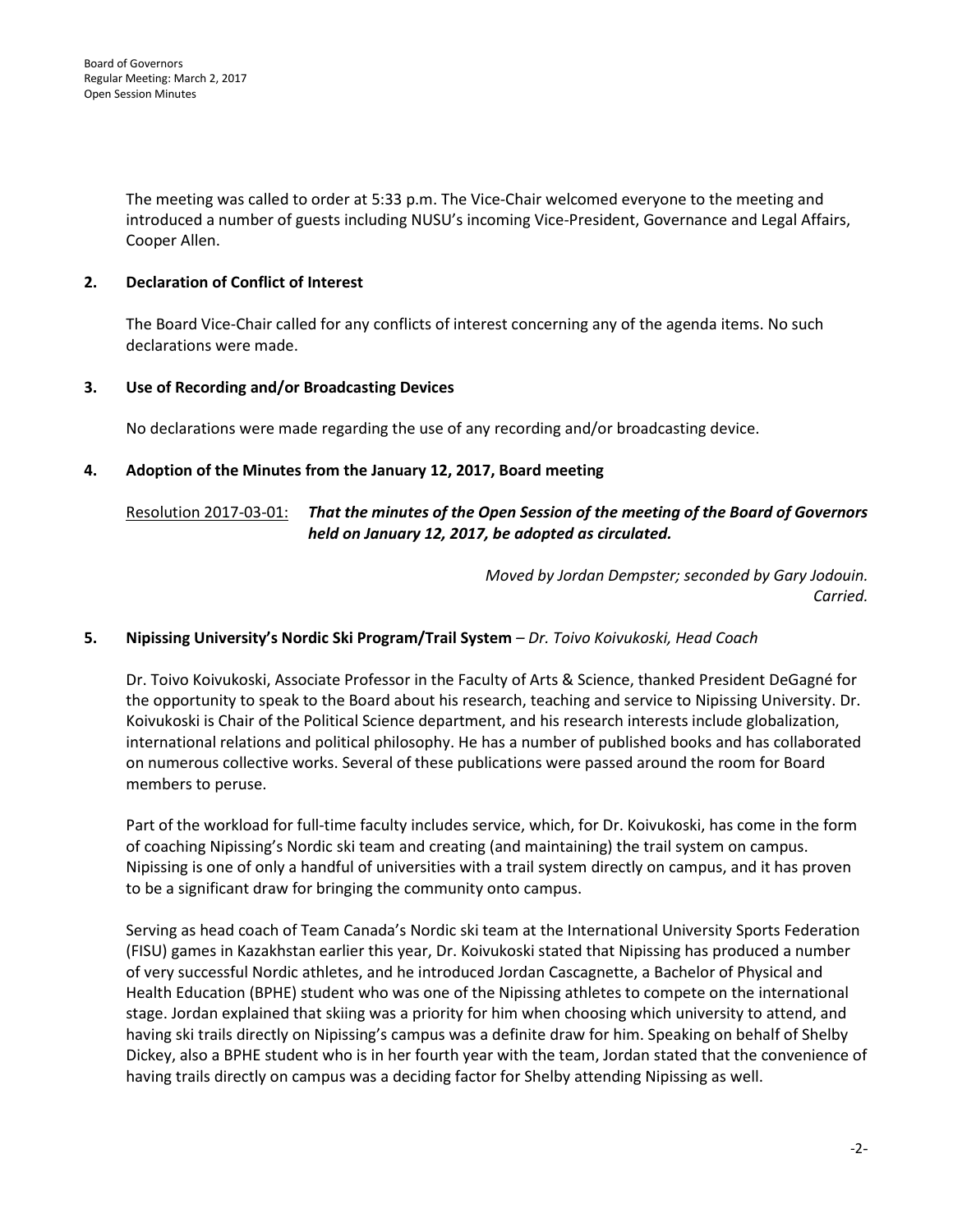The meeting was called to order at 5:33 p.m. The Vice-Chair welcomed everyone to the meeting and introduced a number of guests including NUSU's incoming Vice-President, Governance and Legal Affairs, Cooper Allen.

## 2. Declaration of Conflict of Interest

The Board Vice-Chair called for any conflicts of interest concerning any of the agenda items. No such declarations were made.

## 3. Use of Recording and/or Broadcasting Devices

No declarations were made regarding the use of any recording and/or broadcasting device.

## 4. Adoption of the Minutes from the January 12, 2017, Board meeting

Resolution 2017-03-01: ***That the minutes of the Open Session of the meeting of the Board of Governors held on January 12, 2017, be adopted as circulated.***

*Moved by Jordan Dempster; seconded by Gary Jodouin.*
*Carried.*

## 5. Nipissing University's Nordic Ski Program/Trail System – *Dr. Toivo Koivukoski, Head Coach*

Dr. Toivo Koivukoski, Associate Professor in the Faculty of Arts & Science, thanked President DeGagné for the opportunity to speak to the Board about his research, teaching and service to Nipissing University. Dr. Koivukoski is Chair of the Political Science department, and his research interests include globalization, international relations and political philosophy. He has a number of published books and has collaborated on numerous collective works. Several of these publications were passed around the room for Board members to peruse.

Part of the workload for full-time faculty includes service, which, for Dr. Koivukoski, has come in the form of coaching Nipissing's Nordic ski team and creating (and maintaining) the trail system on campus. Nipissing is one of only a handful of universities with a trail system directly on campus, and it has proven to be a significant draw for bringing the community onto campus.

Serving as head coach of Team Canada's Nordic ski team at the International University Sports Federation (FISU) games in Kazakhstan earlier this year, Dr. Koivukoski stated that Nipissing has produced a number of very successful Nordic athletes, and he introduced Jordan Cascagnette, a Bachelor of Physical and Health Education (BPHE) student who was one of the Nipissing athletes to compete on the international stage. Jordan explained that skiing was a priority for him when choosing which university to attend, and having ski trails directly on Nipissing's campus was a definite draw for him. Speaking on behalf of Shelby Dickey, also a BPHE student who is in her fourth year with the team, Jordan stated that the convenience of having trails directly on campus was a deciding factor for Shelby attending Nipissing as well.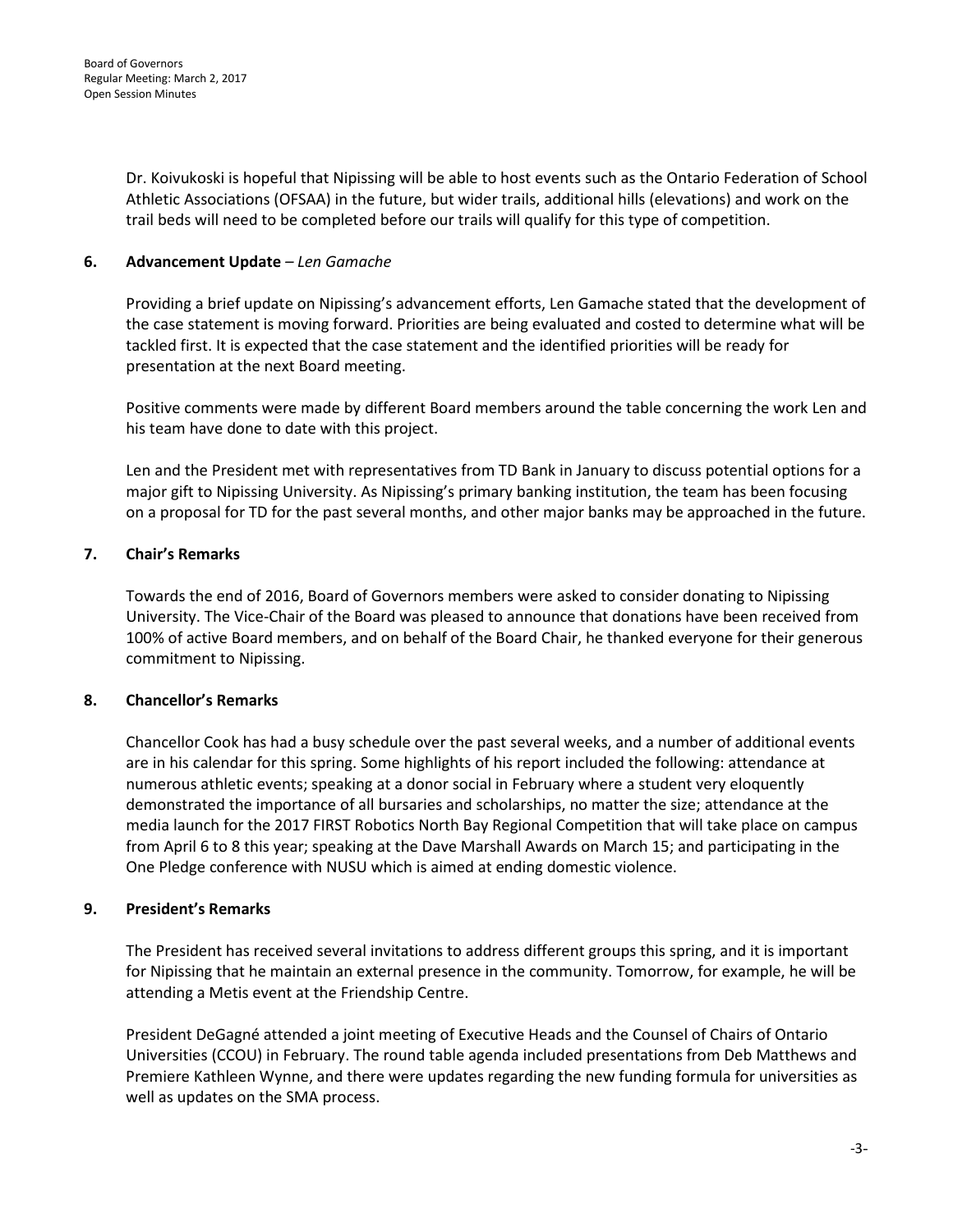Dr. Koivukoski is hopeful that Nipissing will be able to host events such as the Ontario Federation of School Athletic Associations (OFSAA) in the future, but wider trails, additional hills (elevations) and work on the trail beds will need to be completed before our trails will qualify for this type of competition.

## 6. Advancement Update – *Len Gamache*

Providing a brief update on Nipissing's advancement efforts, Len Gamache stated that the development of the case statement is moving forward. Priorities are being evaluated and costed to determine what will be tackled first. It is expected that the case statement and the identified priorities will be ready for presentation at the next Board meeting.

Positive comments were made by different Board members around the table concerning the work Len and his team have done to date with this project.

Len and the President met with representatives from TD Bank in January to discuss potential options for a major gift to Nipissing University. As Nipissing's primary banking institution, the team has been focusing on a proposal for TD for the past several months, and other major banks may be approached in the future.

## 7. Chair's Remarks

Towards the end of 2016, Board of Governors members were asked to consider donating to Nipissing University. The Vice-Chair of the Board was pleased to announce that donations have been received from 100% of active Board members, and on behalf of the Board Chair, he thanked everyone for their generous commitment to Nipissing.

## 8. Chancellor's Remarks

Chancellor Cook has had a busy schedule over the past several weeks, and a number of additional events are in his calendar for this spring. Some highlights of his report included the following: attendance at numerous athletic events; speaking at a donor social in February where a student very eloquently demonstrated the importance of all bursaries and scholarships, no matter the size; attendance at the media launch for the 2017 FIRST Robotics North Bay Regional Competition that will take place on campus from April 6 to 8 this year; speaking at the Dave Marshall Awards on March 15; and participating in the One Pledge conference with NUSU which is aimed at ending domestic violence.

## 9. President's Remarks

The President has received several invitations to address different groups this spring, and it is important for Nipissing that he maintain an external presence in the community. Tomorrow, for example, he will be attending a Metis event at the Friendship Centre.

President DeGagné attended a joint meeting of Executive Heads and the Counsel of Chairs of Ontario Universities (CCOU) in February. The round table agenda included presentations from Deb Matthews and Premiere Kathleen Wynne, and there were updates regarding the new funding formula for universities as well as updates on the SMA process.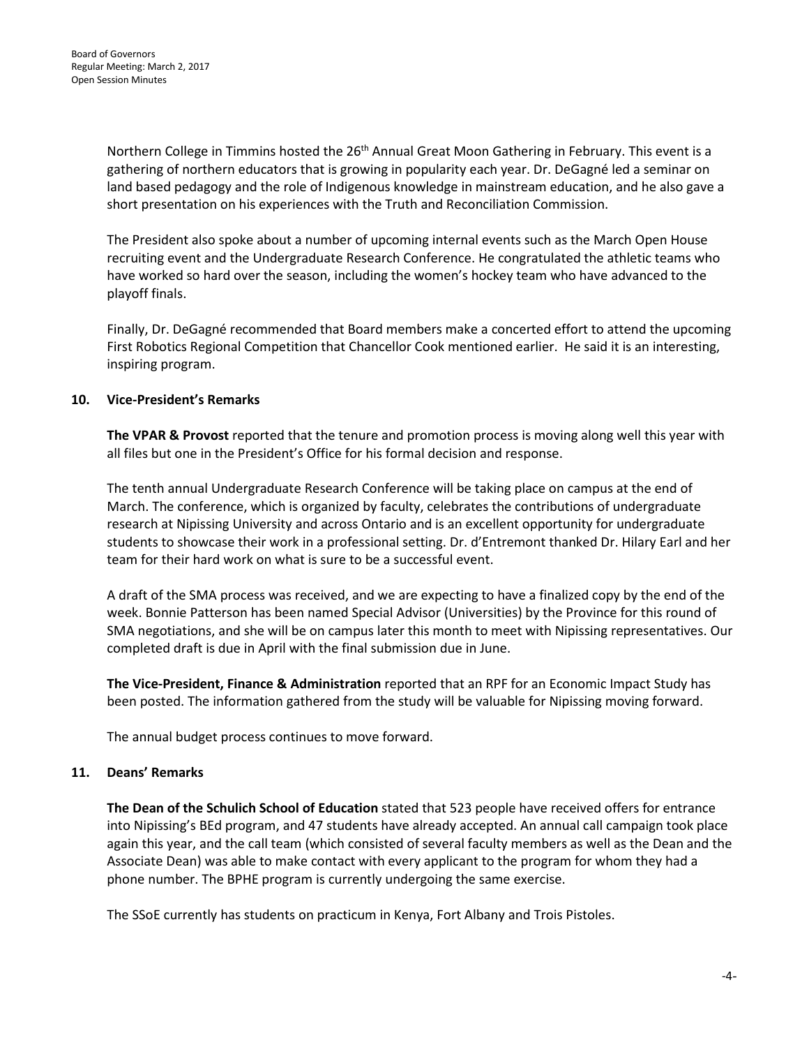Northern College in Timmins hosted the 26th Annual Great Moon Gathering in February. This event is a gathering of northern educators that is growing in popularity each year. Dr. DeGagné led a seminar on land based pedagogy and the role of Indigenous knowledge in mainstream education, and he also gave a short presentation on his experiences with the Truth and Reconciliation Commission.

The President also spoke about a number of upcoming internal events such as the March Open House recruiting event and the Undergraduate Research Conference. He congratulated the athletic teams who have worked so hard over the season, including the women's hockey team who have advanced to the playoff finals.

Finally, Dr. DeGagné recommended that Board members make a concerted effort to attend the upcoming First Robotics Regional Competition that Chancellor Cook mentioned earlier. He said it is an interesting, inspiring program.

## 10. Vice-President's Remarks

**The VPAR & Provost** reported that the tenure and promotion process is moving along well this year with all files but one in the President's Office for his formal decision and response.

The tenth annual Undergraduate Research Conference will be taking place on campus at the end of March. The conference, which is organized by faculty, celebrates the contributions of undergraduate research at Nipissing University and across Ontario and is an excellent opportunity for undergraduate students to showcase their work in a professional setting. Dr. d'Entremont thanked Dr. Hilary Earl and her team for their hard work on what is sure to be a successful event.

A draft of the SMA process was received, and we are expecting to have a finalized copy by the end of the week. Bonnie Patterson has been named Special Advisor (Universities) by the Province for this round of SMA negotiations, and she will be on campus later this month to meet with Nipissing representatives. Our completed draft is due in April with the final submission due in June.

**The Vice-President, Finance & Administration** reported that an RPF for an Economic Impact Study has been posted. The information gathered from the study will be valuable for Nipissing moving forward.

The annual budget process continues to move forward.

## 11. Deans' Remarks

**The Dean of the Schulich School of Education** stated that 523 people have received offers for entrance into Nipissing's BEd program, and 47 students have already accepted. An annual call campaign took place again this year, and the call team (which consisted of several faculty members as well as the Dean and the Associate Dean) was able to make contact with every applicant to the program for whom they had a phone number. The BPHE program is currently undergoing the same exercise.

The SSoE currently has students on practicum in Kenya, Fort Albany and Trois Pistoles.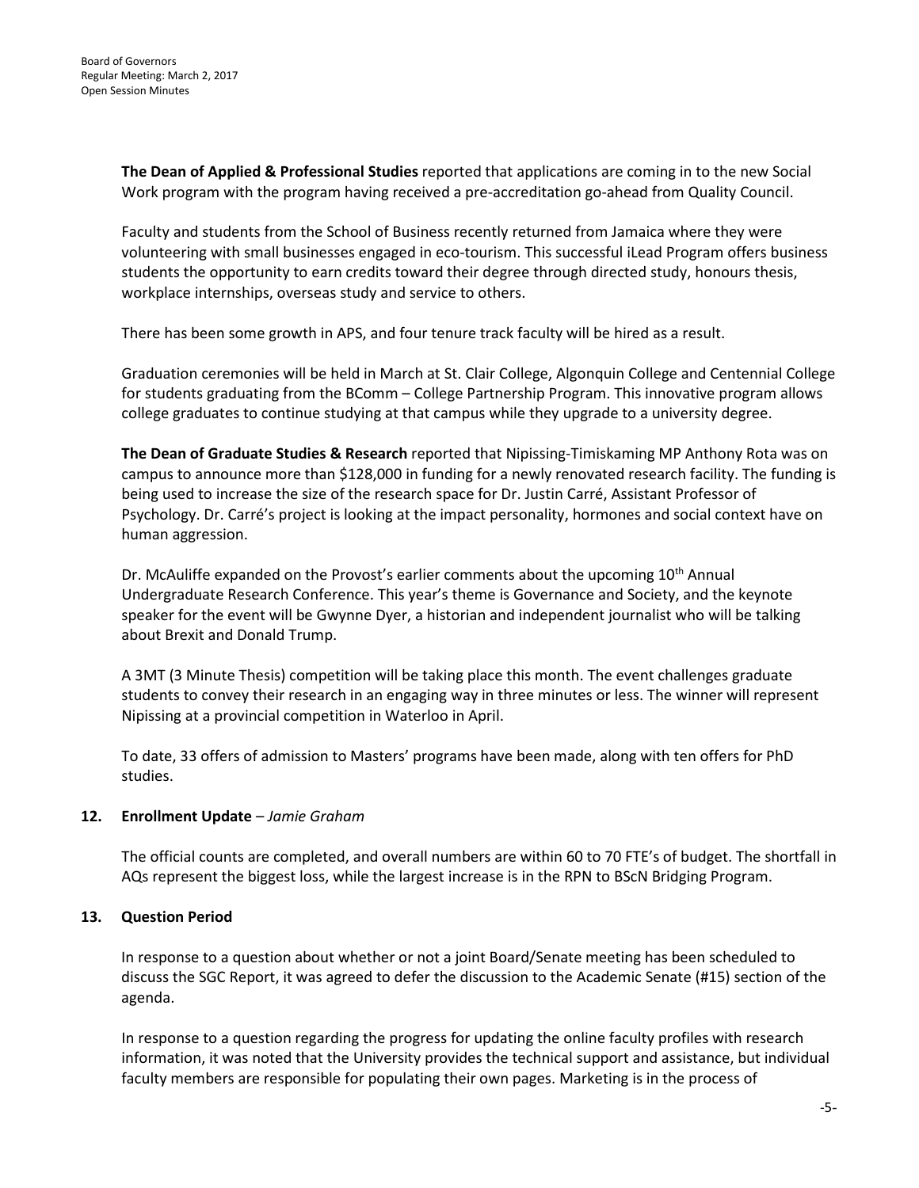**The Dean of Applied & Professional Studies** reported that applications are coming in to the new Social Work program with the program having received a pre-accreditation go-ahead from Quality Council.

Faculty and students from the School of Business recently returned from Jamaica where they were volunteering with small businesses engaged in eco-tourism. This successful iLead Program offers business students the opportunity to earn credits toward their degree through directed study, honours thesis, workplace internships, overseas study and service to others.

There has been some growth in APS, and four tenure track faculty will be hired as a result.

Graduation ceremonies will be held in March at St. Clair College, Algonquin College and Centennial College for students graduating from the BComm – College Partnership Program. This innovative program allows college graduates to continue studying at that campus while they upgrade to a university degree.

**The Dean of Graduate Studies & Research** reported that Nipissing-Timiskaming MP Anthony Rota was on campus to announce more than $128,000 in funding for a newly renovated research facility. The funding is being used to increase the size of the research space for Dr. Justin Carré, Assistant Professor of Psychology. Dr. Carré's project is looking at the impact personality, hormones and social context have on human aggression.

Dr. McAuliffe expanded on the Provost's earlier comments about the upcoming 10th Annual Undergraduate Research Conference. This year's theme is Governance and Society, and the keynote speaker for the event will be Gwynne Dyer, a historian and independent journalist who will be talking about Brexit and Donald Trump.

A 3MT (3 Minute Thesis) competition will be taking place this month. The event challenges graduate students to convey their research in an engaging way in three minutes or less. The winner will represent Nipissing at a provincial competition in Waterloo in April.

To date, 33 offers of admission to Masters' programs have been made, along with ten offers for PhD studies.

## 12. Enrollment Update – *Jamie Graham*

The official counts are completed, and overall numbers are within 60 to 70 FTE's of budget. The shortfall in AQs represent the biggest loss, while the largest increase is in the RPN to BScN Bridging Program.

## 13. Question Period

In response to a question about whether or not a joint Board/Senate meeting has been scheduled to discuss the SGC Report, it was agreed to defer the discussion to the Academic Senate (#15) section of the agenda.

In response to a question regarding the progress for updating the online faculty profiles with research information, it was noted that the University provides the technical support and assistance, but individual faculty members are responsible for populating their own pages. Marketing is in the process of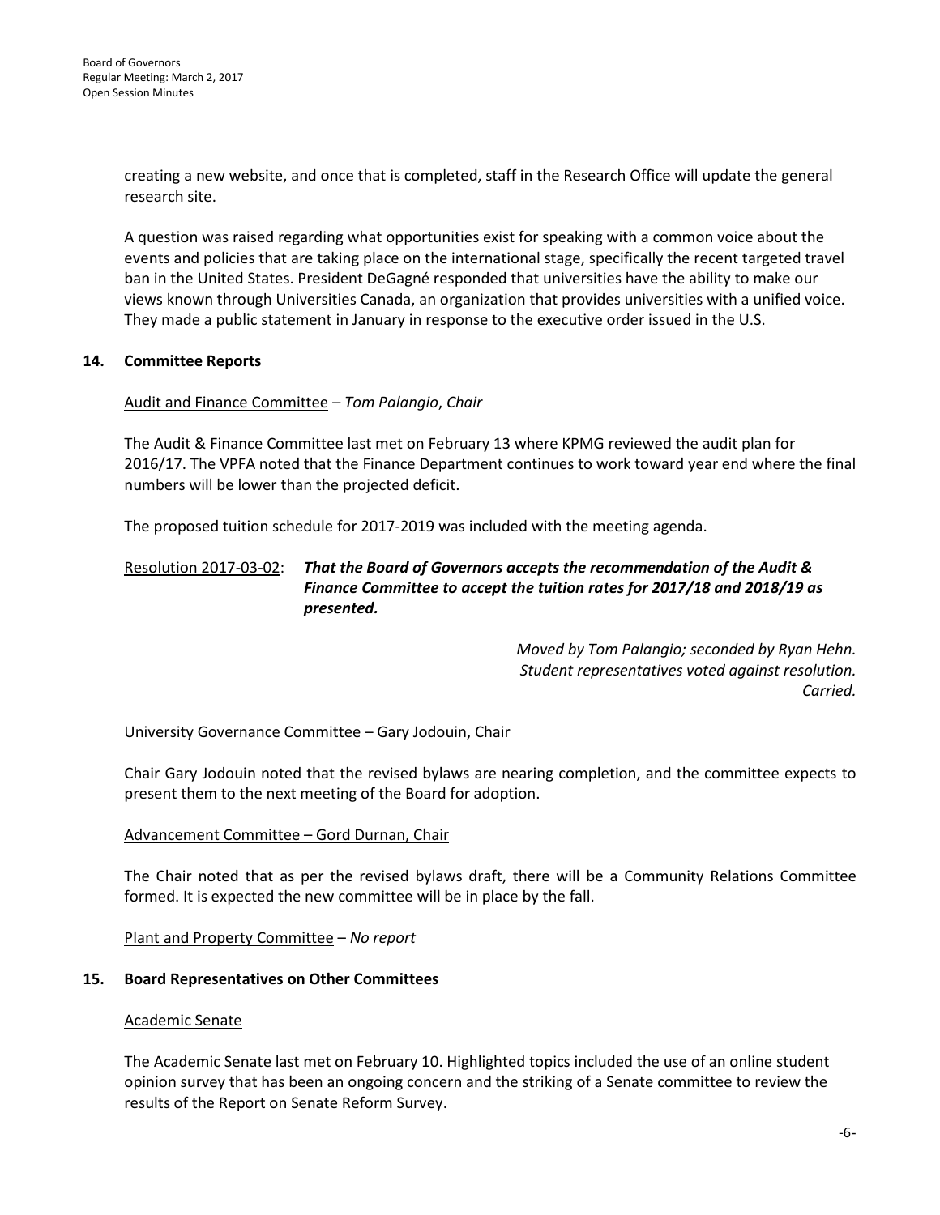creating a new website, and once that is completed, staff in the Research Office will update the general research site.

A question was raised regarding what opportunities exist for speaking with a common voice about the events and policies that are taking place on the international stage, specifically the recent targeted travel ban in the United States. President DeGagné responded that universities have the ability to make our views known through Universities Canada, an organization that provides universities with a unified voice. They made a public statement in January in response to the executive order issued in the U.S.

## 14. Committee Reports

Audit and Finance Committee – *Tom Palangio*, *Chair*

The Audit & Finance Committee last met on February 13 where KPMG reviewed the audit plan for 2016/17. The VPFA noted that the Finance Department continues to work toward year end where the final numbers will be lower than the projected deficit.

The proposed tuition schedule for 2017-2019 was included with the meeting agenda.

Resolution 2017-03-02: ***That the Board of Governors accepts the recommendation of the Audit & Finance Committee to accept the tuition rates for 2017/18 and 2018/19 as presented.***

*Moved by Tom Palangio; seconded by Ryan Hehn.*
*Student representatives voted against resolution.*
*Carried.*

University Governance Committee – Gary Jodouin, Chair

Chair Gary Jodouin noted that the revised bylaws are nearing completion, and the committee expects to present them to the next meeting of the Board for adoption.

Advancement Committee – Gord Durnan, Chair

The Chair noted that as per the revised bylaws draft, there will be a Community Relations Committee formed. It is expected the new committee will be in place by the fall.

Plant and Property Committee – *No report*

## 15. Board Representatives on Other Committees

Academic Senate

The Academic Senate last met on February 10. Highlighted topics included the use of an online student opinion survey that has been an ongoing concern and the striking of a Senate committee to review the results of the Report on Senate Reform Survey.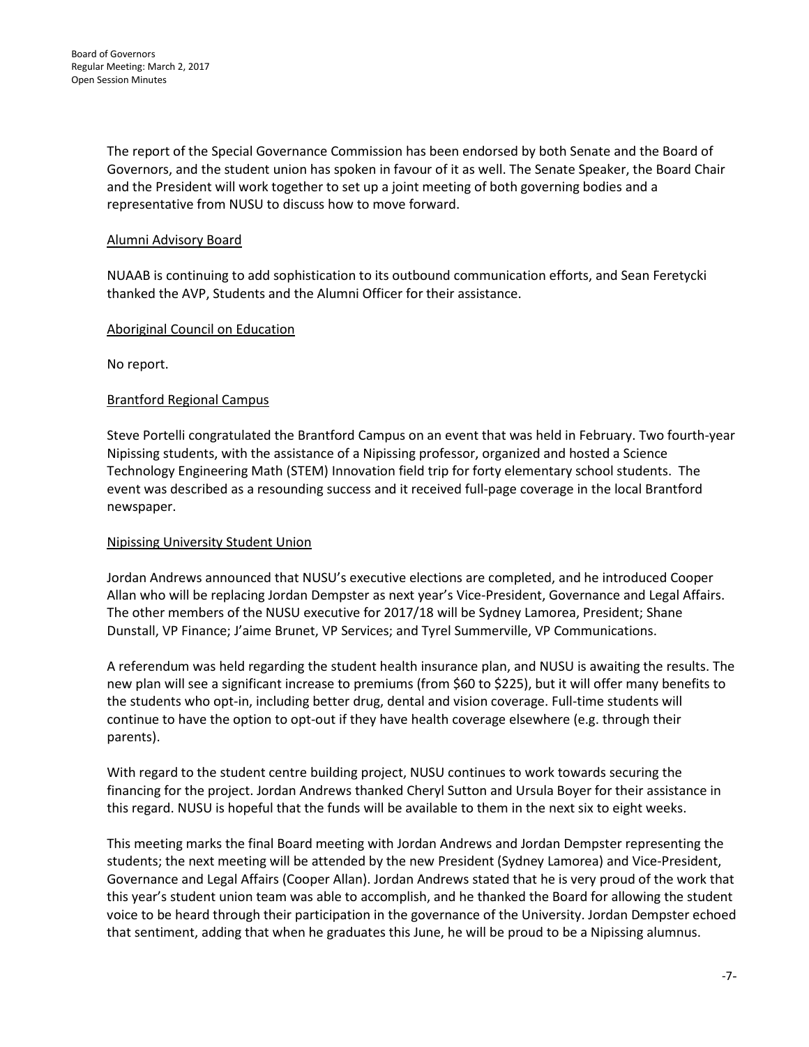The report of the Special Governance Commission has been endorsed by both Senate and the Board of Governors, and the student union has spoken in favour of it as well. The Senate Speaker, the Board Chair and the President will work together to set up a joint meeting of both governing bodies and a representative from NUSU to discuss how to move forward.

<u>Alumni Advisory Board</u>

NUAAB is continuing to add sophistication to its outbound communication efforts, and Sean Feretycki thanked the AVP, Students and the Alumni Officer for their assistance.

<u>Aboriginal Council on Education</u>

No report.

<u>Brantford Regional Campus</u>

Steve Portelli congratulated the Brantford Campus on an event that was held in February. Two fourth-year Nipissing students, with the assistance of a Nipissing professor, organized and hosted a Science Technology Engineering Math (STEM) Innovation field trip for forty elementary school students. The event was described as a resounding success and it received full-page coverage in the local Brantford newspaper.

<u>Nipissing University Student Union</u>

Jordan Andrews announced that NUSU's executive elections are completed, and he introduced Cooper Allan who will be replacing Jordan Dempster as next year's Vice-President, Governance and Legal Affairs. The other members of the NUSU executive for 2017/18 will be Sydney Lamorea, President; Shane Dunstall, VP Finance; J'aime Brunet, VP Services; and Tyrel Summerville, VP Communications.

A referendum was held regarding the student health insurance plan, and NUSU is awaiting the results. The new plan will see a significant increase to premiums (from $60 to $225), but it will offer many benefits to the students who opt-in, including better drug, dental and vision coverage. Full-time students will continue to have the option to opt-out if they have health coverage elsewhere (e.g. through their parents).

With regard to the student centre building project, NUSU continues to work towards securing the financing for the project. Jordan Andrews thanked Cheryl Sutton and Ursula Boyer for their assistance in this regard. NUSU is hopeful that the funds will be available to them in the next six to eight weeks.

This meeting marks the final Board meeting with Jordan Andrews and Jordan Dempster representing the students; the next meeting will be attended by the new President (Sydney Lamorea) and Vice-President, Governance and Legal Affairs (Cooper Allan). Jordan Andrews stated that he is very proud of the work that this year's student union team was able to accomplish, and he thanked the Board for allowing the student voice to be heard through their participation in the governance of the University. Jordan Dempster echoed that sentiment, adding that when he graduates this June, he will be proud to be a Nipissing alumnus.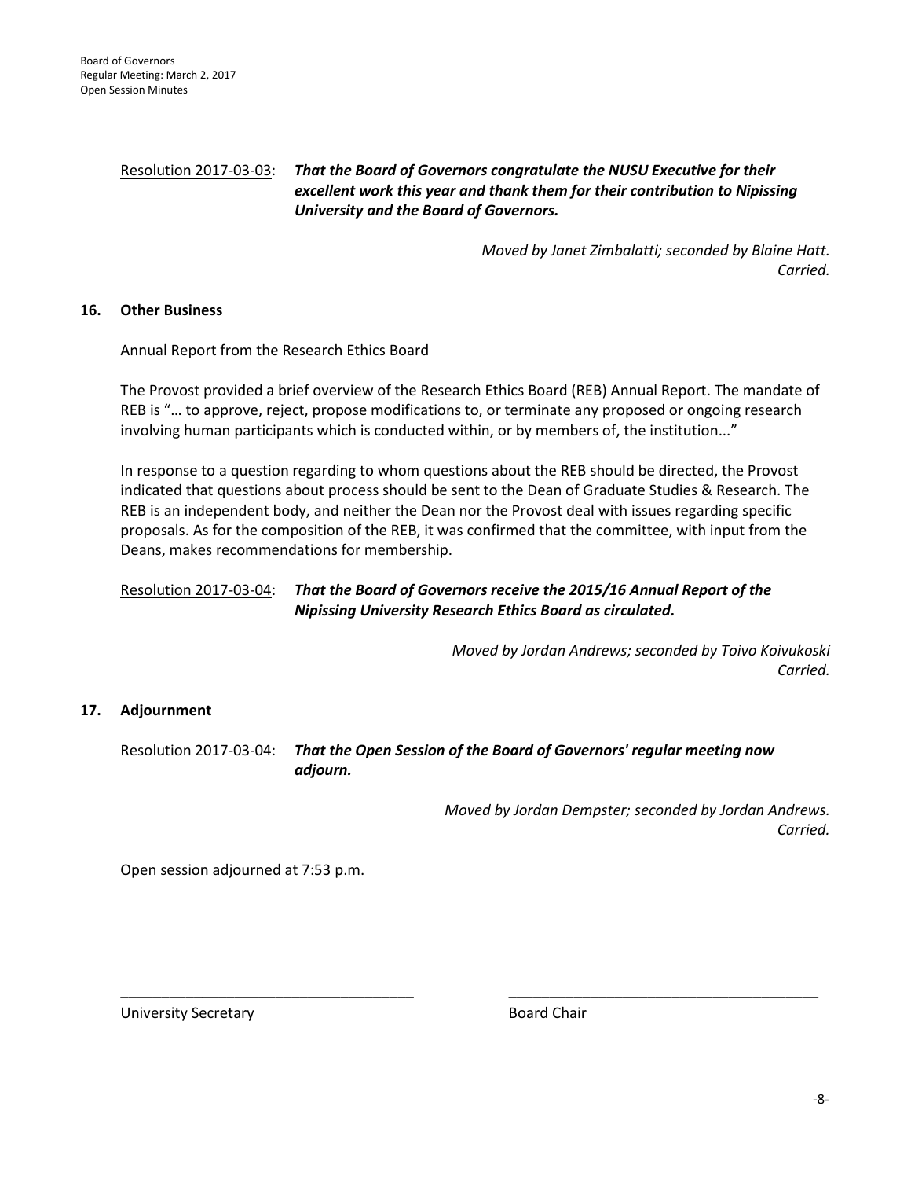Resolution 2017-03-03: ***That the Board of Governors congratulate the NUSU Executive for their excellent work this year and thank them for their contribution to Nipissing University and the Board of Governors.***

*Moved by Janet Zimbalatti; seconded by Blaine Hatt. Carried.*

## 16. Other Business

Annual Report from the Research Ethics Board

The Provost provided a brief overview of the Research Ethics Board (REB) Annual Report. The mandate of REB is "… to approve, reject, propose modifications to, or terminate any proposed or ongoing research involving human participants which is conducted within, or by members of, the institution..."

In response to a question regarding to whom questions about the REB should be directed, the Provost indicated that questions about process should be sent to the Dean of Graduate Studies & Research. The REB is an independent body, and neither the Dean nor the Provost deal with issues regarding specific proposals. As for the composition of the REB, it was confirmed that the committee, with input from the Deans, makes recommendations for membership.

Resolution 2017-03-04: ***That the Board of Governors receive the 2015/16 Annual Report of the Nipissing University Research Ethics Board as circulated.***

*Moved by Jordan Andrews; seconded by Toivo Koivukoski Carried.*

## 17. Adjournment

Resolution 2017-03-04: ***That the Open Session of the Board of Governors' regular meeting now adjourn.***

*Moved by Jordan Dempster; seconded by Jordan Andrews. Carried.*

Open session adjourned at 7:53 p.m.

_____________________________________ University Secretary

_____________________________________ Board Chair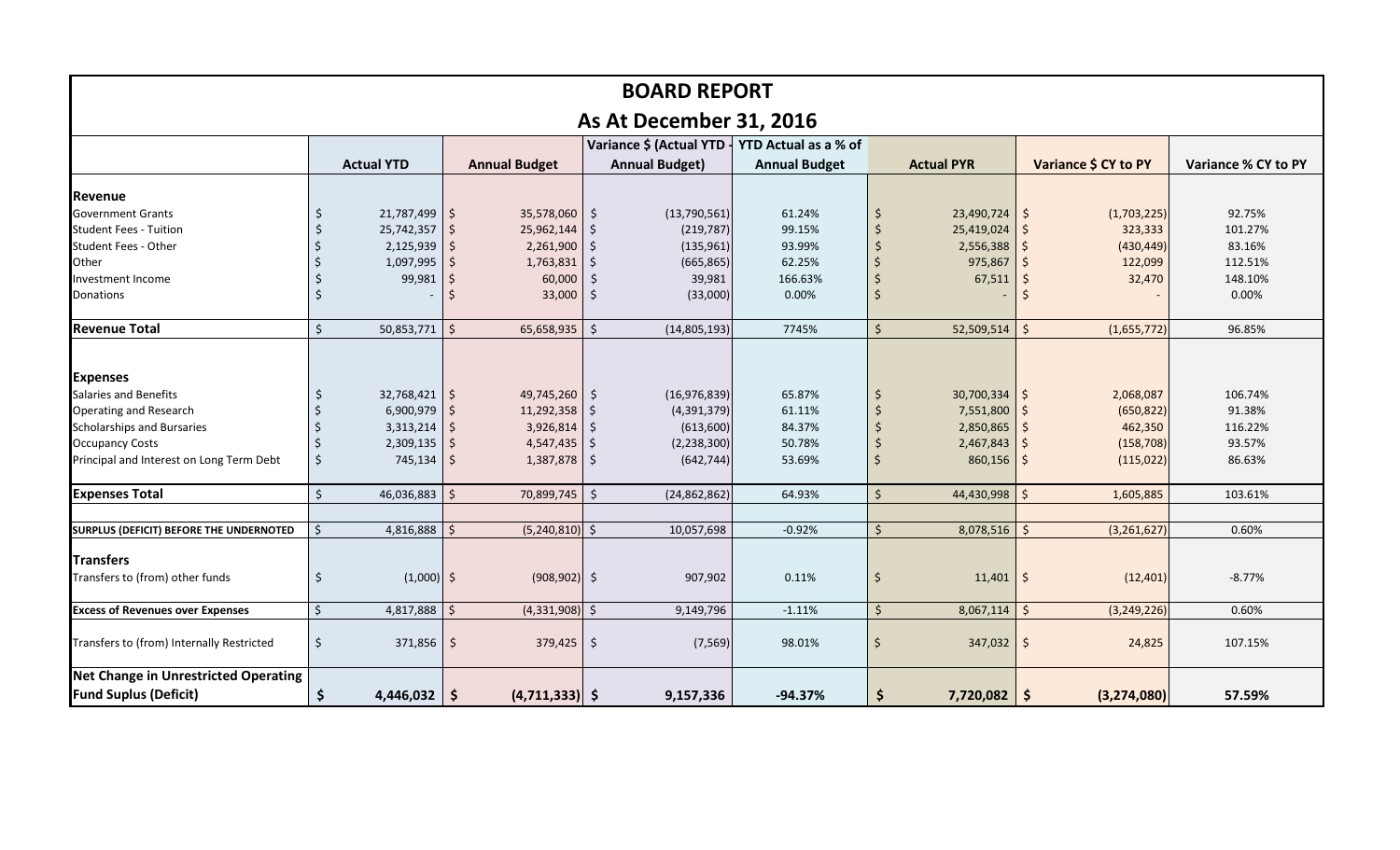# BOARD REPORT

## As At December 31, 2016

| | Actual YTD | Annual Budget | Variance $ (Actual YTD - Annual Budget) | YTD Actual as a % of Annual Budget | Actual PYR | Variance $ CY to PY | Variance % CY to PY |
|---|---|---|---|---|---|---|---|
| **Revenue** | | | | | | | |
| Government Grants | $ 21,787,499 | $ 35,578,060 | $ (13,790,561) | 61.24% | $ 23,490,724 | $ (1,703,225) | 92.75% |
| Student Fees - Tuition | $ 25,742,357 | $ 25,962,144 | $ (219,787) | 99.15% | $ 25,419,024 | $ 323,333 | 101.27% |
| Student Fees - Other | $ 2,125,939 | $ 2,261,900 | $ (135,961) | 93.99% | $ 2,556,388 | $ (430,449) | 83.16% |
| Other | $ 1,097,995 | $ 1,763,831 | $ (665,865) | 62.25% | $ 975,867 | $ 122,099 | 112.51% |
| Investment Income | $ 99,981 | $ 60,000 | $ 39,981 | 166.63% | $ 67,511 | $ 32,470 | 148.10% |
| Donations | $ - | $ 33,000 | $ (33,000) | 0.00% | $ - | $ - | 0.00% |
| **Revenue Total** | $ 50,853,771 | $ 65,658,935 | $ (14,805,193) | 7745% | $ 52,509,514 | $ (1,655,772) | 96.85% |
| **Expenses** | | | | | | | |
| Salaries and Benefits | $ 32,768,421 | $ 49,745,260 | $ (16,976,839) | 65.87% | $ 30,700,334 | $ 2,068,087 | 106.74% |
| Operating and Research | $ 6,900,979 | $ 11,292,358 | $ (4,391,379) | 61.11% | $ 7,551,800 | $ (650,822) | 91.38% |
| Scholarships and Bursaries | $ 3,313,214 | $ 3,926,814 | $ (613,600) | 84.37% | $ 2,850,865 | $ 462,350 | 116.22% |
| Occupancy Costs | $ 2,309,135 | $ 4,547,435 | $ (2,238,300) | 50.78% | $ 2,467,843 | $ (158,708) | 93.57% |
| Principal and Interest on Long Term Debt | $ 745,134 | $ 1,387,878 | $ (642,744) | 53.69% | $ 860,156 | $ (115,022) | 86.63% |
| **Expenses Total** | $ 46,036,883 | $ 70,899,745 | $ (24,862,862) | 64.93% | $ 44,430,998 | $ 1,605,885 | 103.61% |
| **SURPLUS (DEFICIT) BEFORE THE UNDERNOTED** | $ 4,816,888 | $ (5,240,810) | $ 10,057,698 | -0.92% | $ 8,078,516 | $ (3,261,627) | 0.60% |
| **Transfers** | | | | | | | |
| Transfers to (from) other funds | $ (1,000) | $ (908,902) | $ 907,902 | 0.11% | $ 11,401 | $ (12,401) | -8.77% |
| **Excess of Revenues over Expenses** | $ 4,817,888 | $ (4,331,908) | $ 9,149,796 | -1.11% | $ 8,067,114 | $ (3,249,226) | 0.60% |
| Transfers to (from) Internally Restricted | $ 371,856 | $ 379,425 | $ (7,569) | 98.01% | $ 347,032 | $ 24,825 | 107.15% |
| **Net Change in Unrestricted Operating Fund Suplus (Deficit)** | **$ 4,446,032** | **$ (4,711,333)** | **$ 9,157,336** | **-94.37%** | **$ 7,720,082** | **$ (3,274,080)** | **57.59%** |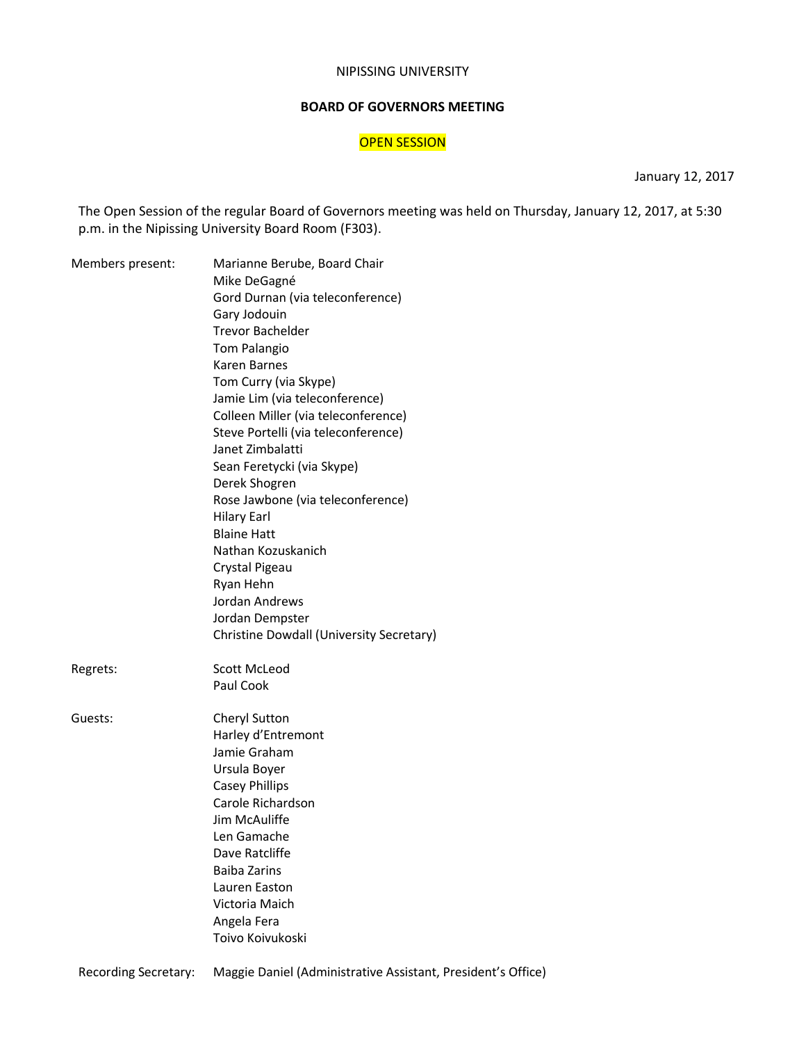NIPISSING UNIVERSITY

**BOARD OF GOVERNORS MEETING**

OPEN SESSION

January 12, 2017

The Open Session of the regular Board of Governors meeting was held on Thursday, January 12, 2017, at 5:30 p.m. in the Nipissing University Board Room (F303).

Members present:

Marianne Berube, Board Chair
Mike DeGagné
Gord Durnan (via teleconference)
Gary Jodouin
Trevor Bachelder
Tom Palangio
Karen Barnes
Tom Curry (via Skype)
Jamie Lim (via teleconference)
Colleen Miller (via teleconference)
Steve Portelli (via teleconference)
Janet Zimbalatti
Sean Feretycki (via Skype)
Derek Shogren
Rose Jawbone (via teleconference)
Hilary Earl
Blaine Hatt
Nathan Kozuskanich
Crystal Pigeau
Ryan Hehn
Jordan Andrews
Jordan Dempster
Christine Dowdall (University Secretary)

Regrets:

Scott McLeod
Paul Cook

Guests:

Cheryl Sutton
Harley d'Entremont
Jamie Graham
Ursula Boyer
Casey Phillips
Carole Richardson
Jim McAuliffe
Len Gamache
Dave Ratcliffe
Baiba Zarins
Lauren Easton
Victoria Maich
Angela Fera
Toivo Koivukoski

Recording Secretary: Maggie Daniel (Administrative Assistant, President's Office)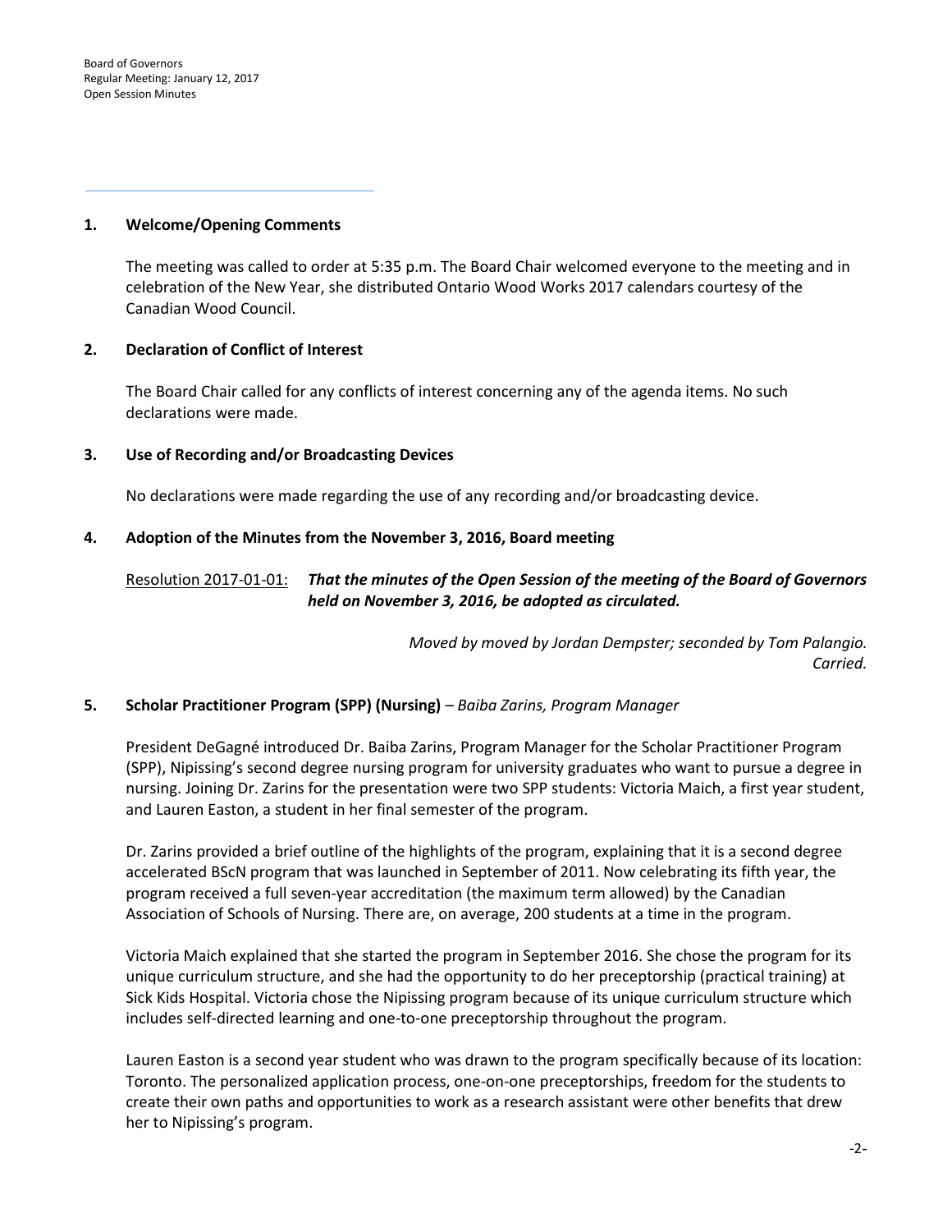## 1. Welcome/Opening Comments

The meeting was called to order at 5:35 p.m. The Board Chair welcomed everyone to the meeting and in celebration of the New Year, she distributed Ontario Wood Works 2017 calendars courtesy of the Canadian Wood Council.

## 2. Declaration of Conflict of Interest

The Board Chair called for any conflicts of interest concerning any of the agenda items. No such declarations were made.

## 3. Use of Recording and/or Broadcasting Devices

No declarations were made regarding the use of any recording and/or broadcasting device.

## 4. Adoption of the Minutes from the November 3, 2016, Board meeting

Resolution 2017-01-01: ***That the minutes of the Open Session of the meeting of the Board of Governors held on November 3, 2016, be adopted as circulated.***

*Moved by moved by Jordan Dempster; seconded by Tom Palangio. Carried.*

## 5. Scholar Practitioner Program (SPP) (Nursing) – *Baiba Zarins, Program Manager*

President DeGagné introduced Dr. Baiba Zarins, Program Manager for the Scholar Practitioner Program (SPP), Nipissing's second degree nursing program for university graduates who want to pursue a degree in nursing. Joining Dr. Zarins for the presentation were two SPP students: Victoria Maich, a first year student, and Lauren Easton, a student in her final semester of the program.

Dr. Zarins provided a brief outline of the highlights of the program, explaining that it is a second degree accelerated BScN program that was launched in September of 2011. Now celebrating its fifth year, the program received a full seven-year accreditation (the maximum term allowed) by the Canadian Association of Schools of Nursing. There are, on average, 200 students at a time in the program.

Victoria Maich explained that she started the program in September 2016. She chose the program for its unique curriculum structure, and she had the opportunity to do her preceptorship (practical training) at Sick Kids Hospital. Victoria chose the Nipissing program because of its unique curriculum structure which includes self-directed learning and one-to-one preceptorship throughout the program.

Lauren Easton is a second year student who was drawn to the program specifically because of its location: Toronto. The personalized application process, one-on-one preceptorships, freedom for the students to create their own paths and opportunities to work as a research assistant were other benefits that drew her to Nipissing's program.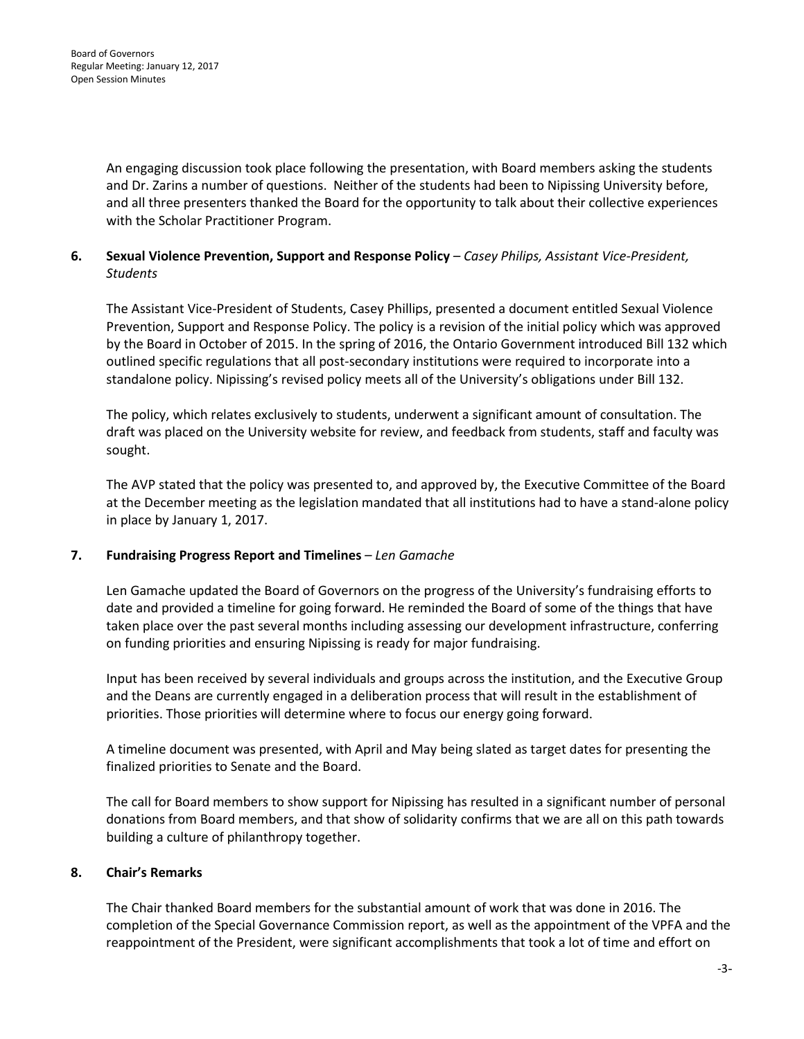An engaging discussion took place following the presentation, with Board members asking the students and Dr. Zarins a number of questions. Neither of the students had been to Nipissing University before, and all three presenters thanked the Board for the opportunity to talk about their collective experiences with the Scholar Practitioner Program.

**6. Sexual Violence Prevention, Support and Response Policy** – *Casey Philips, Assistant Vice-President, Students*

The Assistant Vice-President of Students, Casey Phillips, presented a document entitled Sexual Violence Prevention, Support and Response Policy. The policy is a revision of the initial policy which was approved by the Board in October of 2015. In the spring of 2016, the Ontario Government introduced Bill 132 which outlined specific regulations that all post-secondary institutions were required to incorporate into a standalone policy. Nipissing's revised policy meets all of the University's obligations under Bill 132.

The policy, which relates exclusively to students, underwent a significant amount of consultation. The draft was placed on the University website for review, and feedback from students, staff and faculty was sought.

The AVP stated that the policy was presented to, and approved by, the Executive Committee of the Board at the December meeting as the legislation mandated that all institutions had to have a stand-alone policy in place by January 1, 2017.

**7. Fundraising Progress Report and Timelines** – *Len Gamache*

Len Gamache updated the Board of Governors on the progress of the University's fundraising efforts to date and provided a timeline for going forward. He reminded the Board of some of the things that have taken place over the past several months including assessing our development infrastructure, conferring on funding priorities and ensuring Nipissing is ready for major fundraising.

Input has been received by several individuals and groups across the institution, and the Executive Group and the Deans are currently engaged in a deliberation process that will result in the establishment of priorities. Those priorities will determine where to focus our energy going forward.

A timeline document was presented, with April and May being slated as target dates for presenting the finalized priorities to Senate and the Board.

The call for Board members to show support for Nipissing has resulted in a significant number of personal donations from Board members, and that show of solidarity confirms that we are all on this path towards building a culture of philanthropy together.

**8. Chair's Remarks**

The Chair thanked Board members for the substantial amount of work that was done in 2016. The completion of the Special Governance Commission report, as well as the appointment of the VPFA and the reappointment of the President, were significant accomplishments that took a lot of time and effort on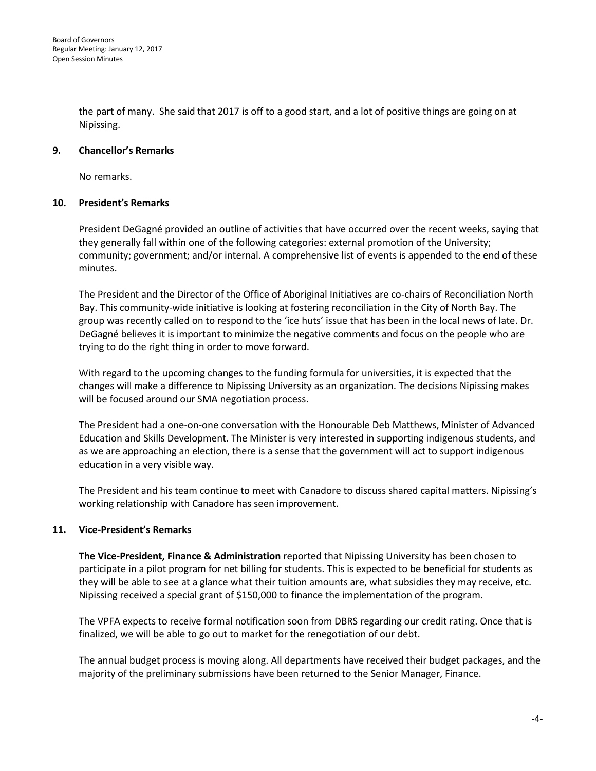the part of many. She said that 2017 is off to a good start, and a lot of positive things are going on at Nipissing.

## 9. Chancellor's Remarks

No remarks.

## 10. President's Remarks

President DeGagné provided an outline of activities that have occurred over the recent weeks, saying that they generally fall within one of the following categories: external promotion of the University; community; government; and/or internal. A comprehensive list of events is appended to the end of these minutes.

The President and the Director of the Office of Aboriginal Initiatives are co-chairs of Reconciliation North Bay. This community-wide initiative is looking at fostering reconciliation in the City of North Bay. The group was recently called on to respond to the 'ice huts' issue that has been in the local news of late. Dr. DeGagné believes it is important to minimize the negative comments and focus on the people who are trying to do the right thing in order to move forward.

With regard to the upcoming changes to the funding formula for universities, it is expected that the changes will make a difference to Nipissing University as an organization. The decisions Nipissing makes will be focused around our SMA negotiation process.

The President had a one-on-one conversation with the Honourable Deb Matthews, Minister of Advanced Education and Skills Development. The Minister is very interested in supporting indigenous students, and as we are approaching an election, there is a sense that the government will act to support indigenous education in a very visible way.

The President and his team continue to meet with Canadore to discuss shared capital matters. Nipissing's working relationship with Canadore has seen improvement.

## 11. Vice-President's Remarks

**The Vice-President, Finance & Administration** reported that Nipissing University has been chosen to participate in a pilot program for net billing for students. This is expected to be beneficial for students as they will be able to see at a glance what their tuition amounts are, what subsidies they may receive, etc. Nipissing received a special grant of $150,000 to finance the implementation of the program.

The VPFA expects to receive formal notification soon from DBRS regarding our credit rating. Once that is finalized, we will be able to go out to market for the renegotiation of our debt.

The annual budget process is moving along. All departments have received their budget packages, and the majority of the preliminary submissions have been returned to the Senior Manager, Finance.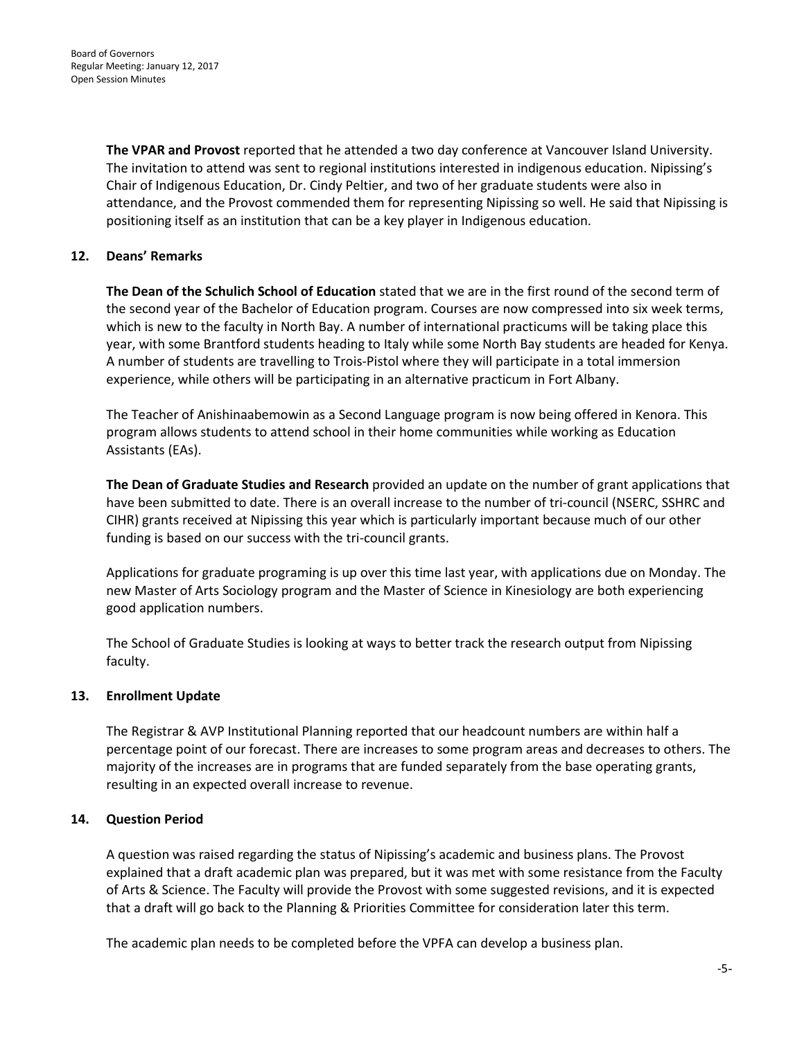**The VPAR and Provost** reported that he attended a two day conference at Vancouver Island University. The invitation to attend was sent to regional institutions interested in indigenous education. Nipissing's Chair of Indigenous Education, Dr. Cindy Peltier, and two of her graduate students were also in attendance, and the Provost commended them for representing Nipissing so well. He said that Nipissing is positioning itself as an institution that can be a key player in Indigenous education.

## 12. Deans' Remarks

**The Dean of the Schulich School of Education** stated that we are in the first round of the second term of the second year of the Bachelor of Education program. Courses are now compressed into six week terms, which is new to the faculty in North Bay. A number of international practicums will be taking place this year, with some Brantford students heading to Italy while some North Bay students are headed for Kenya. A number of students are travelling to Trois-Pistol where they will participate in a total immersion experience, while others will be participating in an alternative practicum in Fort Albany.

The Teacher of Anishinaabemowin as a Second Language program is now being offered in Kenora. This program allows students to attend school in their home communities while working as Education Assistants (EAs).

**The Dean of Graduate Studies and Research** provided an update on the number of grant applications that have been submitted to date. There is an overall increase to the number of tri-council (NSERC, SSHRC and CIHR) grants received at Nipissing this year which is particularly important because much of our other funding is based on our success with the tri-council grants.

Applications for graduate programing is up over this time last year, with applications due on Monday. The new Master of Arts Sociology program and the Master of Science in Kinesiology are both experiencing good application numbers.

The School of Graduate Studies is looking at ways to better track the research output from Nipissing faculty.

## 13. Enrollment Update

The Registrar & AVP Institutional Planning reported that our headcount numbers are within half a percentage point of our forecast. There are increases to some program areas and decreases to others. The majority of the increases are in programs that are funded separately from the base operating grants, resulting in an expected overall increase to revenue.

## 14. Question Period

A question was raised regarding the status of Nipissing's academic and business plans. The Provost explained that a draft academic plan was prepared, but it was met with some resistance from the Faculty of Arts & Science. The Faculty will provide the Provost with some suggested revisions, and it is expected that a draft will go back to the Planning & Priorities Committee for consideration later this term.

The academic plan needs to be completed before the VPFA can develop a business plan.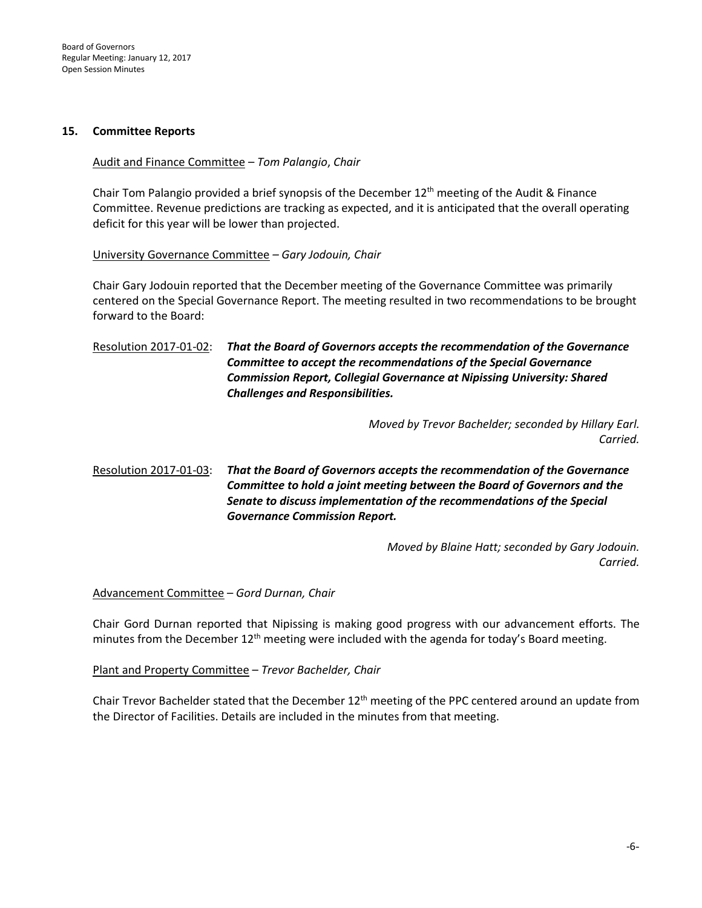## 15. Committee Reports

Audit and Finance Committee – *Tom Palangio*, *Chair*

Chair Tom Palangio provided a brief synopsis of the December 12th meeting of the Audit & Finance Committee. Revenue predictions are tracking as expected, and it is anticipated that the overall operating deficit for this year will be lower than projected.

University Governance Committee – *Gary Jodouin, Chair*

Chair Gary Jodouin reported that the December meeting of the Governance Committee was primarily centered on the Special Governance Report. The meeting resulted in two recommendations to be brought forward to the Board:

Resolution 2017-01-02: ***That the Board of Governors accepts the recommendation of the Governance Committee to accept the recommendations of the Special Governance Commission Report, Collegial Governance at Nipissing University: Shared Challenges and Responsibilities.***

*Moved by Trevor Bachelder; seconded by Hillary Earl.*
*Carried.*

Resolution 2017-01-03: ***That the Board of Governors accepts the recommendation of the Governance Committee to hold a joint meeting between the Board of Governors and the Senate to discuss implementation of the recommendations of the Special Governance Commission Report.***

*Moved by Blaine Hatt; seconded by Gary Jodouin.*
*Carried.*

Advancement Committee – *Gord Durnan, Chair*

Chair Gord Durnan reported that Nipissing is making good progress with our advancement efforts. The minutes from the December 12th meeting were included with the agenda for today's Board meeting.

Plant and Property Committee – *Trevor Bachelder, Chair*

Chair Trevor Bachelder stated that the December 12th meeting of the PPC centered around an update from the Director of Facilities. Details are included in the minutes from that meeting.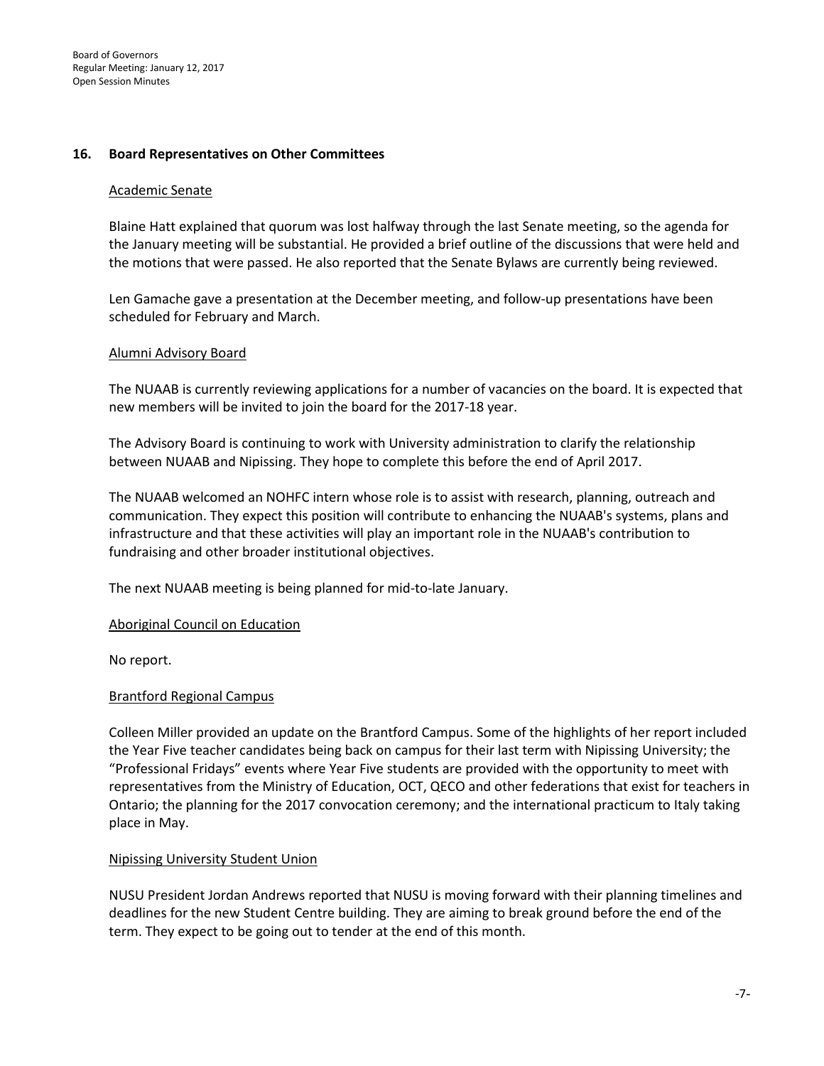## 16. Board Representatives on Other Committees

Academic Senate

Blaine Hatt explained that quorum was lost halfway through the last Senate meeting, so the agenda for the January meeting will be substantial. He provided a brief outline of the discussions that were held and the motions that were passed. He also reported that the Senate Bylaws are currently being reviewed.

Len Gamache gave a presentation at the December meeting, and follow-up presentations have been scheduled for February and March.

Alumni Advisory Board

The NUAAB is currently reviewing applications for a number of vacancies on the board. It is expected that new members will be invited to join the board for the 2017-18 year.

The Advisory Board is continuing to work with University administration to clarify the relationship between NUAAB and Nipissing. They hope to complete this before the end of April 2017.

The NUAAB welcomed an NOHFC intern whose role is to assist with research, planning, outreach and communication. They expect this position will contribute to enhancing the NUAAB's systems, plans and infrastructure and that these activities will play an important role in the NUAAB's contribution to fundraising and other broader institutional objectives.

The next NUAAB meeting is being planned for mid-to-late January.

Aboriginal Council on Education

No report.

Brantford Regional Campus

Colleen Miller provided an update on the Brantford Campus. Some of the highlights of her report included the Year Five teacher candidates being back on campus for their last term with Nipissing University; the "Professional Fridays" events where Year Five students are provided with the opportunity to meet with representatives from the Ministry of Education, OCT, QECO and other federations that exist for teachers in Ontario; the planning for the 2017 convocation ceremony; and the international practicum to Italy taking place in May.

Nipissing University Student Union

NUSU President Jordan Andrews reported that NUSU is moving forward with their planning timelines and deadlines for the new Student Centre building. They are aiming to break ground before the end of the term. They expect to be going out to tender at the end of this month.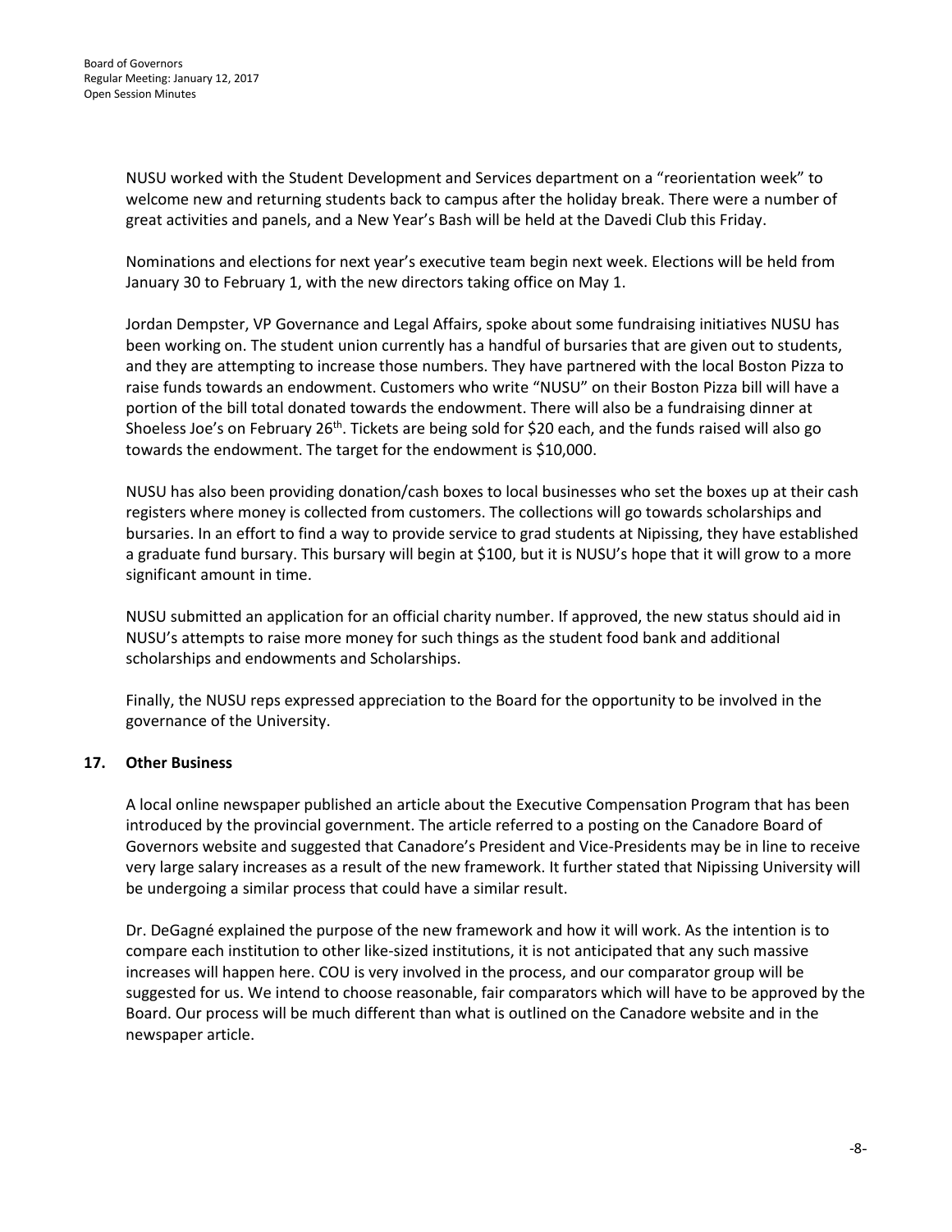NUSU worked with the Student Development and Services department on a "reorientation week" to welcome new and returning students back to campus after the holiday break. There were a number of great activities and panels, and a New Year's Bash will be held at the Davedi Club this Friday.

Nominations and elections for next year's executive team begin next week. Elections will be held from January 30 to February 1, with the new directors taking office on May 1.

Jordan Dempster, VP Governance and Legal Affairs, spoke about some fundraising initiatives NUSU has been working on. The student union currently has a handful of bursaries that are given out to students, and they are attempting to increase those numbers. They have partnered with the local Boston Pizza to raise funds towards an endowment. Customers who write "NUSU" on their Boston Pizza bill will have a portion of the bill total donated towards the endowment. There will also be a fundraising dinner at Shoeless Joe's on February 26th. Tickets are being sold for $20 each, and the funds raised will also go towards the endowment. The target for the endowment is $10,000.

NUSU has also been providing donation/cash boxes to local businesses who set the boxes up at their cash registers where money is collected from customers. The collections will go towards scholarships and bursaries. In an effort to find a way to provide service to grad students at Nipissing, they have established a graduate fund bursary. This bursary will begin at $100, but it is NUSU's hope that it will grow to a more significant amount in time.

NUSU submitted an application for an official charity number. If approved, the new status should aid in NUSU's attempts to raise more money for such things as the student food bank and additional scholarships and endowments and Scholarships.

Finally, the NUSU reps expressed appreciation to the Board for the opportunity to be involved in the governance of the University.

## 17. Other Business

A local online newspaper published an article about the Executive Compensation Program that has been introduced by the provincial government. The article referred to a posting on the Canadore Board of Governors website and suggested that Canadore's President and Vice-Presidents may be in line to receive very large salary increases as a result of the new framework. It further stated that Nipissing University will be undergoing a similar process that could have a similar result.

Dr. DeGagné explained the purpose of the new framework and how it will work. As the intention is to compare each institution to other like-sized institutions, it is not anticipated that any such massive increases will happen here. COU is very involved in the process, and our comparator group will be suggested for us. We intend to choose reasonable, fair comparators which will have to be approved by the Board. Our process will be much different than what is outlined on the Canadore website and in the newspaper article.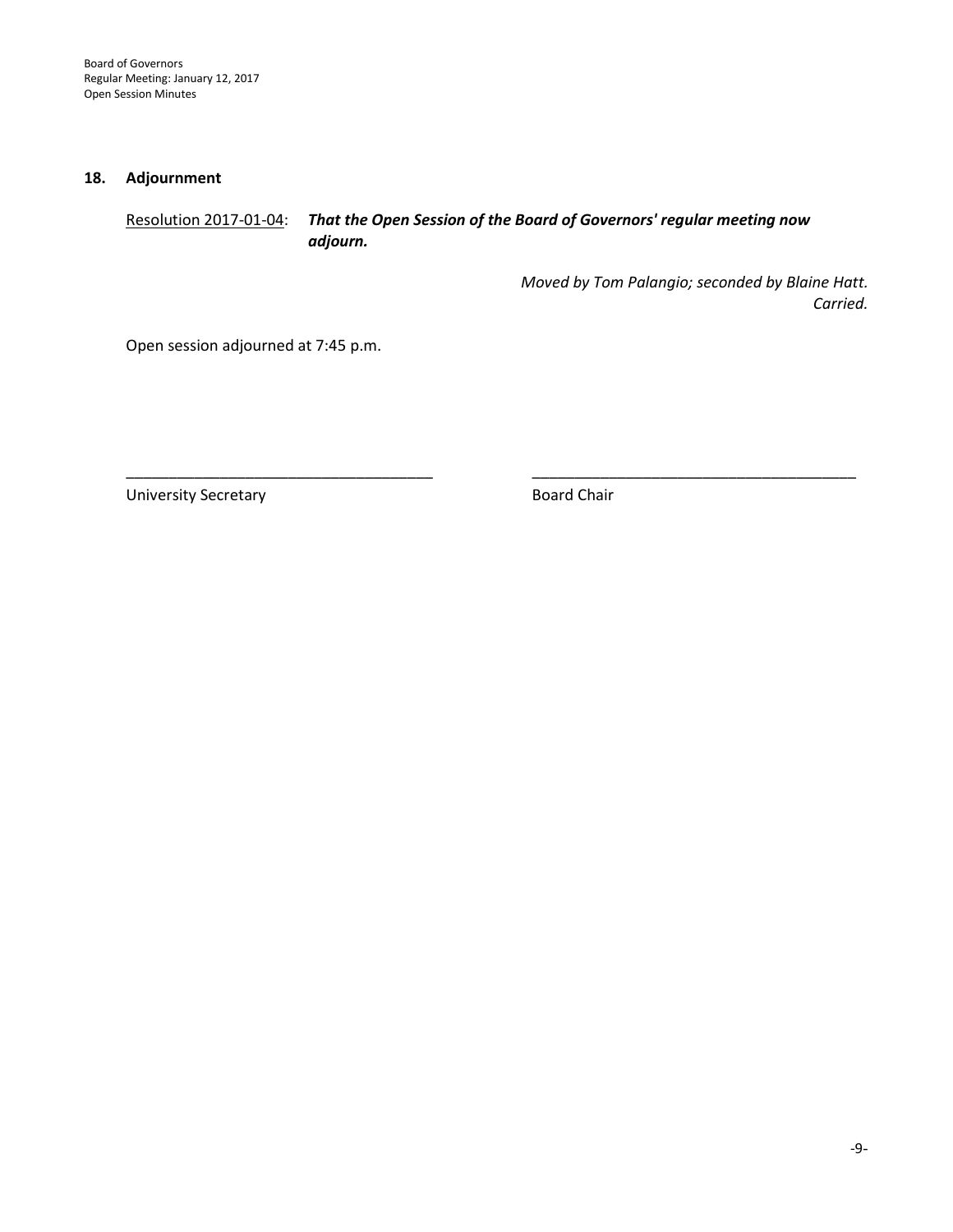## 18. Adjournment

Resolution 2017-01-04: ***That the Open Session of the Board of Governors' regular meeting now adjourn.***

*Moved by Tom Palangio; seconded by Blaine Hatt.*
*Carried.*

Open session adjourned at 7:45 p.m.

\_\_\_\_\_\_\_\_\_\_\_\_\_\_\_\_\_\_\_\_\_\_\_\_\_\_\_\_\_\_\_\_\_\_\_\_ \_\_\_\_\_\_\_\_\_\_\_\_\_\_\_\_\_\_\_\_\_\_\_\_\_\_\_\_\_\_\_\_\_\_\_\_\_\_

University Secretary Board Chair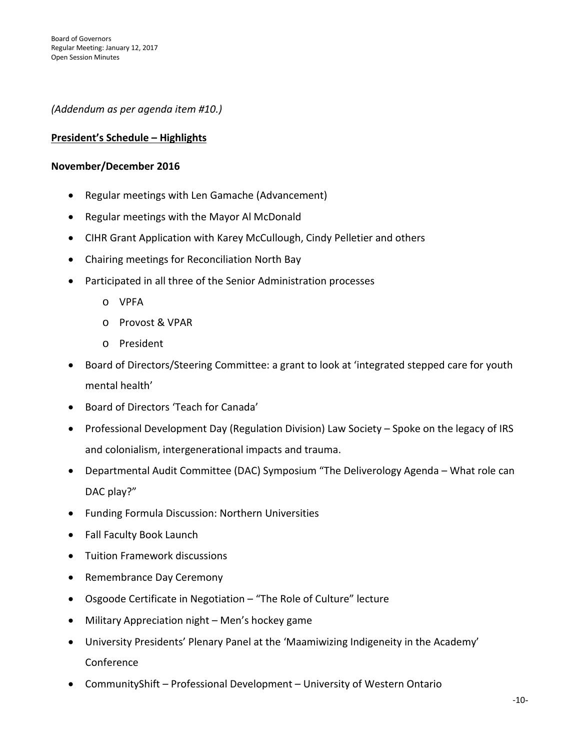*(Addendum as per agenda item #10.)*

**President's Schedule – Highlights**

**November/December 2016**

- Regular meetings with Len Gamache (Advancement)
- Regular meetings with the Mayor Al McDonald
- CIHR Grant Application with Karey McCullough, Cindy Pelletier and others
- Chairing meetings for Reconciliation North Bay
- Participated in all three of the Senior Administration processes
  - VPFA
  - Provost & VPAR
  - President
- Board of Directors/Steering Committee: a grant to look at 'integrated stepped care for youth mental health'
- Board of Directors 'Teach for Canada'
- Professional Development Day (Regulation Division) Law Society – Spoke on the legacy of IRS and colonialism, intergenerational impacts and trauma.
- Departmental Audit Committee (DAC) Symposium "The Deliverology Agenda – What role can DAC play?"
- Funding Formula Discussion: Northern Universities
- Fall Faculty Book Launch
- Tuition Framework discussions
- Remembrance Day Ceremony
- Osgoode Certificate in Negotiation – "The Role of Culture" lecture
- Military Appreciation night – Men's hockey game
- University Presidents' Plenary Panel at the 'Maamiwizing Indigeneity in the Academy' Conference
- CommunityShift – Professional Development – University of Western Ontario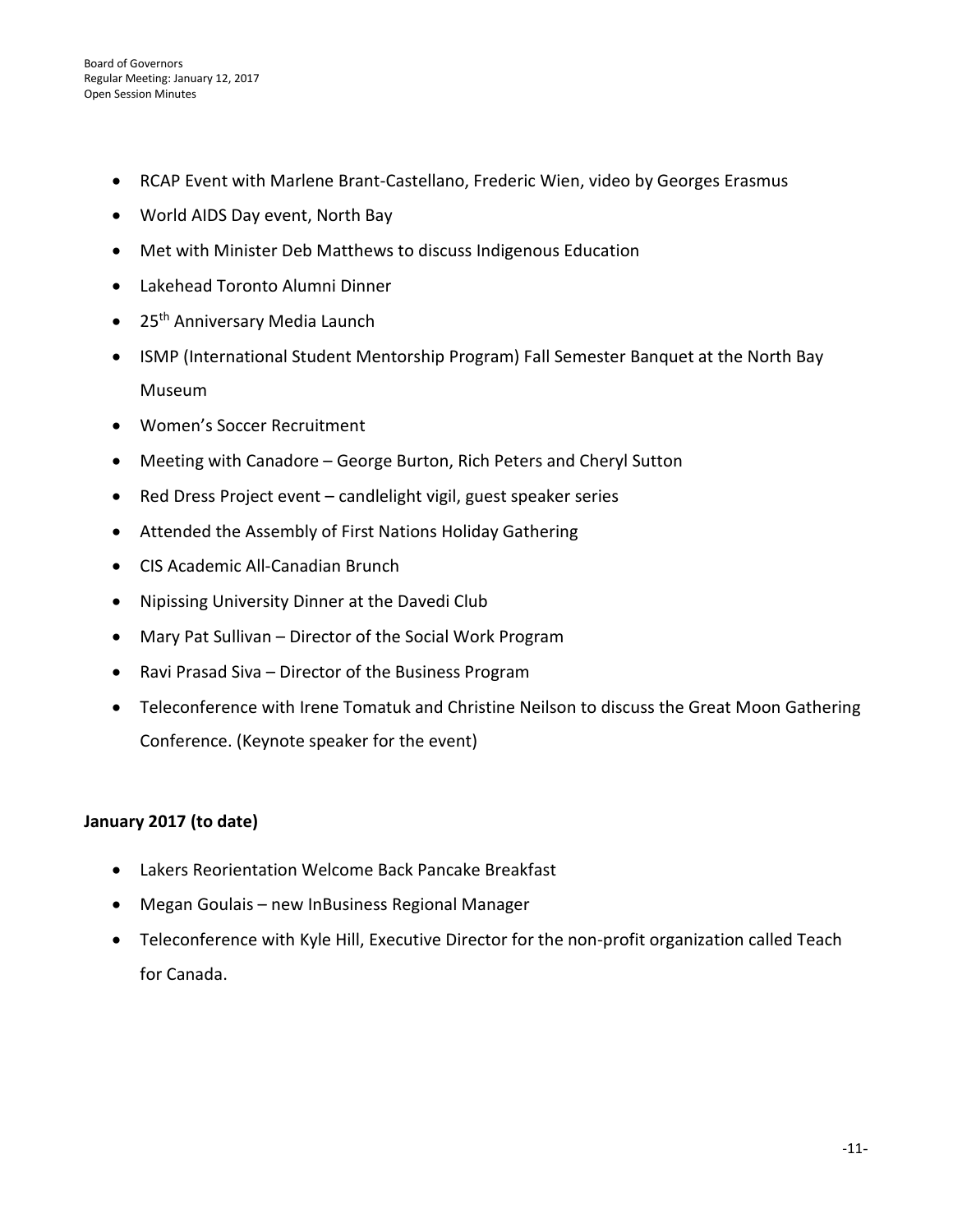- RCAP Event with Marlene Brant-Castellano, Frederic Wien, video by Georges Erasmus
- World AIDS Day event, North Bay
- Met with Minister Deb Matthews to discuss Indigenous Education
- Lakehead Toronto Alumni Dinner
- 25th Anniversary Media Launch
- ISMP (International Student Mentorship Program) Fall Semester Banquet at the North Bay Museum
- Women's Soccer Recruitment
- Meeting with Canadore – George Burton, Rich Peters and Cheryl Sutton
- Red Dress Project event – candlelight vigil, guest speaker series
- Attended the Assembly of First Nations Holiday Gathering
- CIS Academic All-Canadian Brunch
- Nipissing University Dinner at the Davedi Club
- Mary Pat Sullivan – Director of the Social Work Program
- Ravi Prasad Siva – Director of the Business Program
- Teleconference with Irene Tomatuk and Christine Neilson to discuss the Great Moon Gathering Conference. (Keynote speaker for the event)

**January 2017 (to date)**

- Lakers Reorientation Welcome Back Pancake Breakfast
- Megan Goulais – new InBusiness Regional Manager
- Teleconference with Kyle Hill, Executive Director for the non-profit organization called Teach for Canada.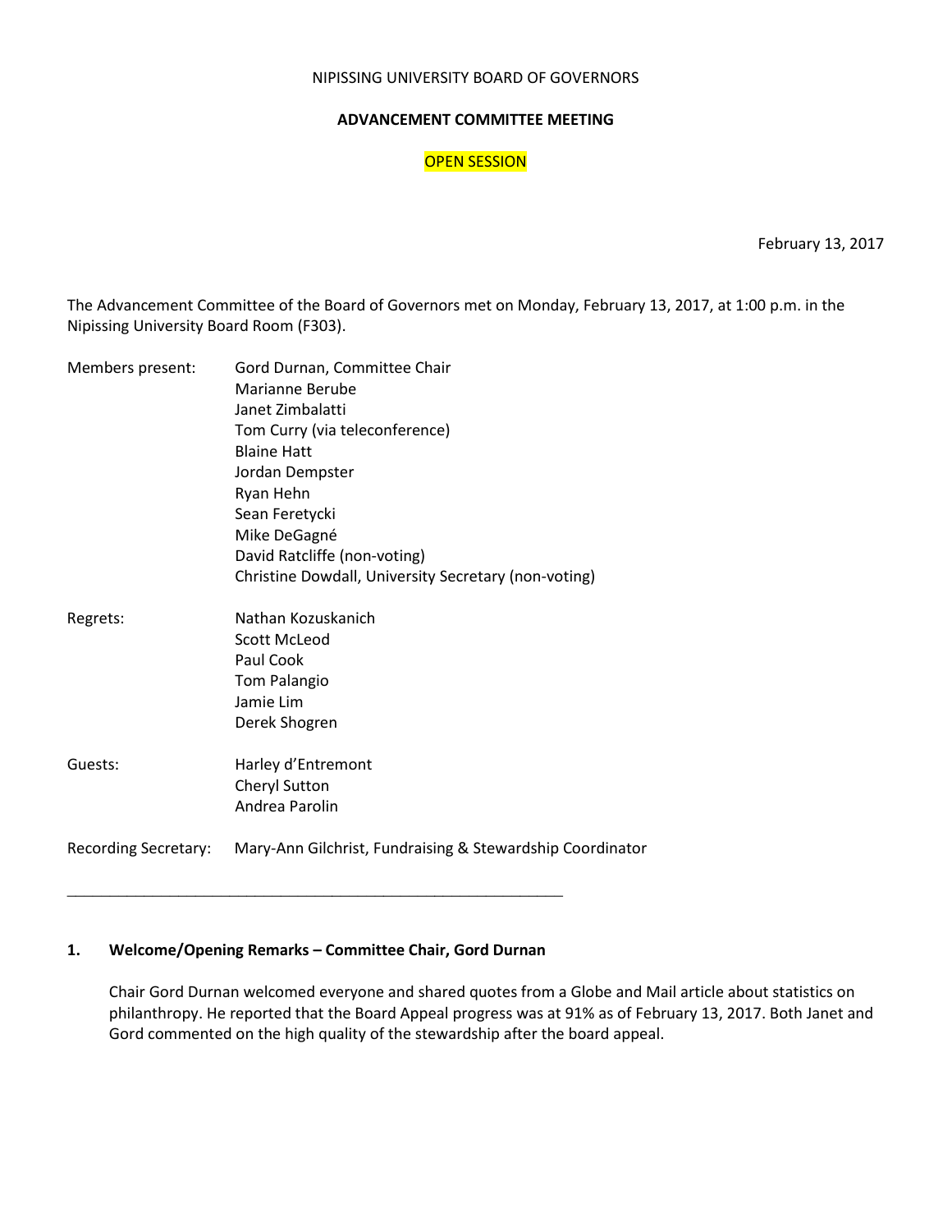NIPISSING UNIVERSITY BOARD OF GOVERNORS

**ADVANCEMENT COMMITTEE MEETING**

OPEN SESSION

February 13, 2017

The Advancement Committee of the Board of Governors met on Monday, February 13, 2017, at 1:00 p.m. in the Nipissing University Board Room (F303).

| | |
|---|---|
| Members present: | Gord Durnan, Committee Chair |
| | Marianne Berube |
| | Janet Zimbalatti |
| | Tom Curry (via teleconference) |
| | Blaine Hatt |
| | Jordan Dempster |
| | Ryan Hehn |
| | Sean Feretycki |
| | Mike DeGagné |
| | David Ratcliffe (non-voting) |
| | Christine Dowdall, University Secretary (non-voting) |
| Regrets: | Nathan Kozuskanich |
| | Scott McLeod |
| | Paul Cook |
| | Tom Palangio |
| | Jamie Lim |
| | Derek Shogren |
| Guests: | Harley d'Entremont |
| | Cheryl Sutton |
| | Andrea Parolin |
| Recording Secretary: | Mary-Ann Gilchrist, Fundraising & Stewardship Coordinator |

---

**1. Welcome/Opening Remarks – Committee Chair, Gord Durnan**

Chair Gord Durnan welcomed everyone and shared quotes from a Globe and Mail article about statistics on philanthropy. He reported that the Board Appeal progress was at 91% as of February 13, 2017. Both Janet and Gord commented on the high quality of the stewardship after the board appeal.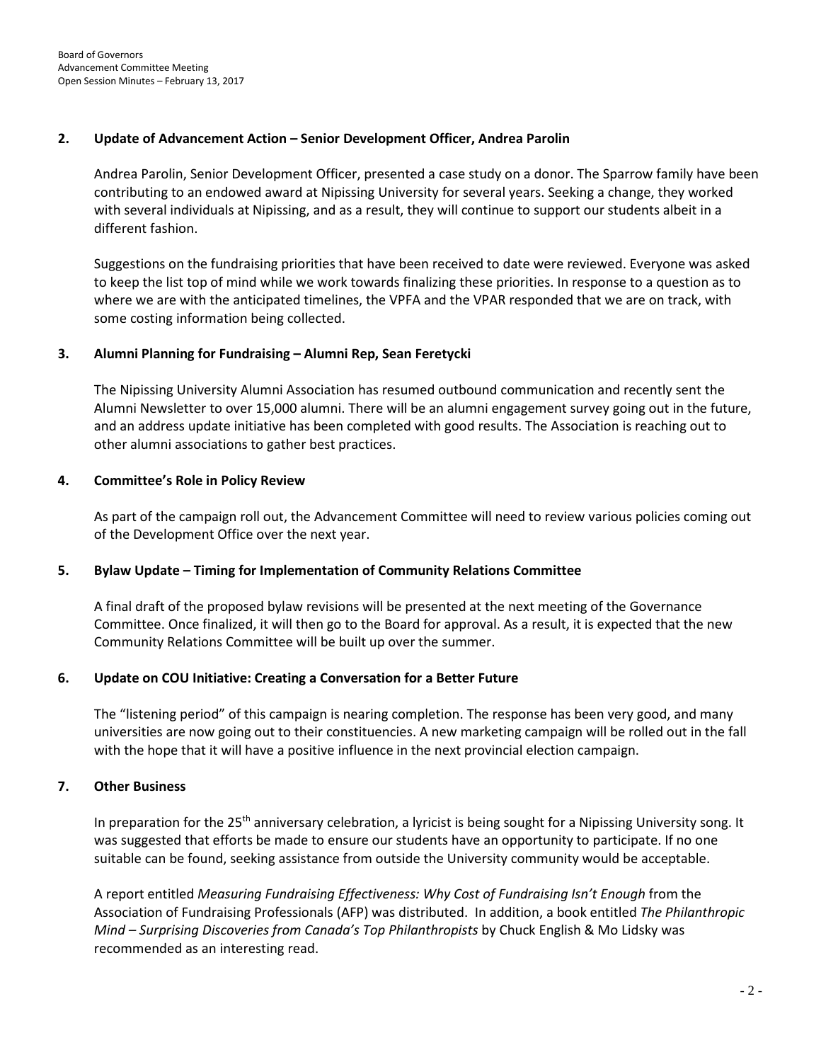## 2. Update of Advancement Action – Senior Development Officer, Andrea Parolin

Andrea Parolin, Senior Development Officer, presented a case study on a donor. The Sparrow family have been contributing to an endowed award at Nipissing University for several years. Seeking a change, they worked with several individuals at Nipissing, and as a result, they will continue to support our students albeit in a different fashion.

Suggestions on the fundraising priorities that have been received to date were reviewed. Everyone was asked to keep the list top of mind while we work towards finalizing these priorities. In response to a question as to where we are with the anticipated timelines, the VPFA and the VPAR responded that we are on track, with some costing information being collected.

## 3. Alumni Planning for Fundraising – Alumni Rep, Sean Feretycki

The Nipissing University Alumni Association has resumed outbound communication and recently sent the Alumni Newsletter to over 15,000 alumni. There will be an alumni engagement survey going out in the future, and an address update initiative has been completed with good results. The Association is reaching out to other alumni associations to gather best practices.

## 4. Committee's Role in Policy Review

As part of the campaign roll out, the Advancement Committee will need to review various policies coming out of the Development Office over the next year.

## 5. Bylaw Update – Timing for Implementation of Community Relations Committee

A final draft of the proposed bylaw revisions will be presented at the next meeting of the Governance Committee. Once finalized, it will then go to the Board for approval. As a result, it is expected that the new Community Relations Committee will be built up over the summer.

## 6. Update on COU Initiative: Creating a Conversation for a Better Future

The "listening period" of this campaign is nearing completion. The response has been very good, and many universities are now going out to their constituencies. A new marketing campaign will be rolled out in the fall with the hope that it will have a positive influence in the next provincial election campaign.

## 7. Other Business

In preparation for the 25th anniversary celebration, a lyricist is being sought for a Nipissing University song. It was suggested that efforts be made to ensure our students have an opportunity to participate. If no one suitable can be found, seeking assistance from outside the University community would be acceptable.

A report entitled *Measuring Fundraising Effectiveness: Why Cost of Fundraising Isn't Enough* from the Association of Fundraising Professionals (AFP) was distributed. In addition, a book entitled *The Philanthropic Mind – Surprising Discoveries from Canada's Top Philanthropists* by Chuck English & Mo Lidsky was recommended as an interesting read.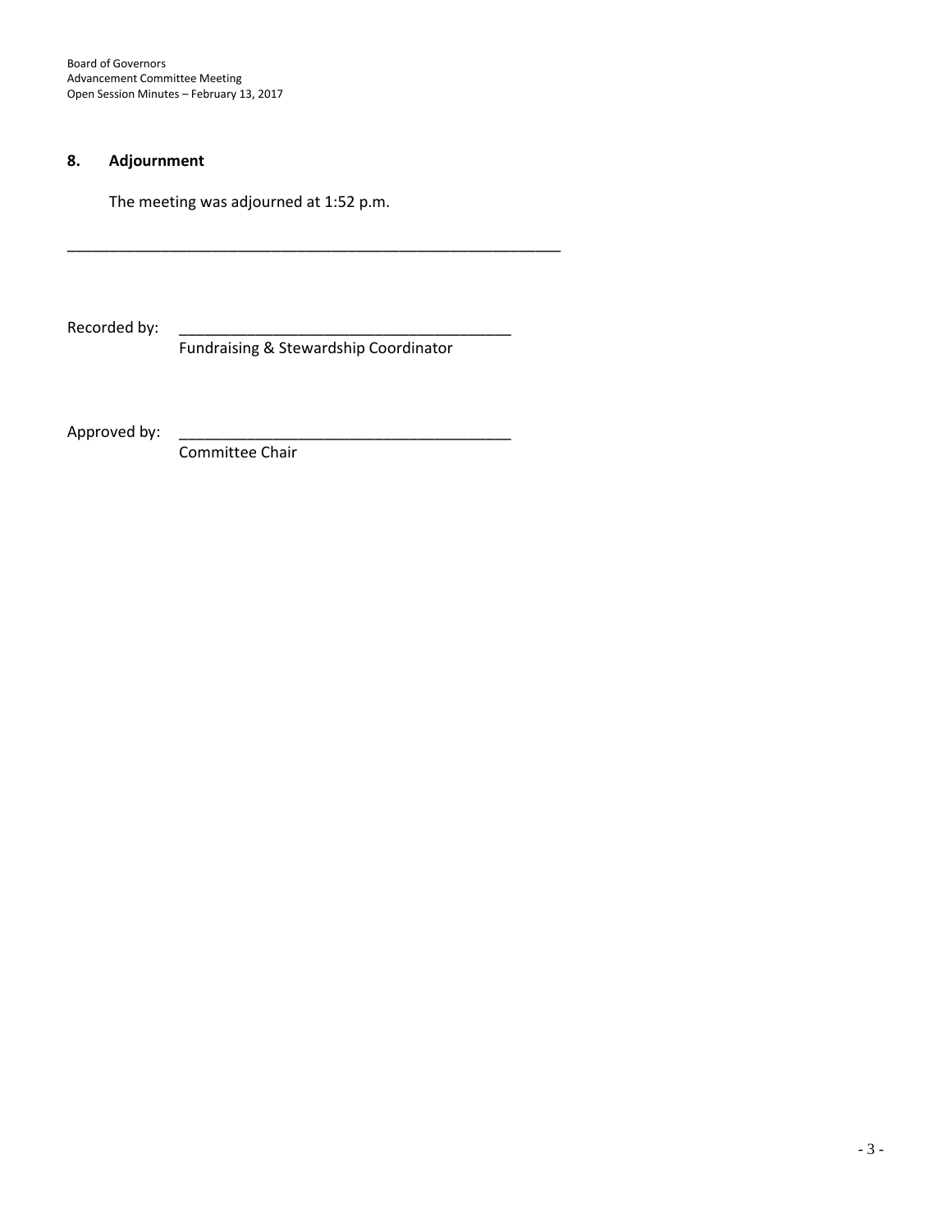## 8. Adjournment

The meeting was adjourned at 1:52 p.m.

---

Recorded by: ________________________________________
Fundraising & Stewardship Coordinator

Approved by: ________________________________________
Committee Chair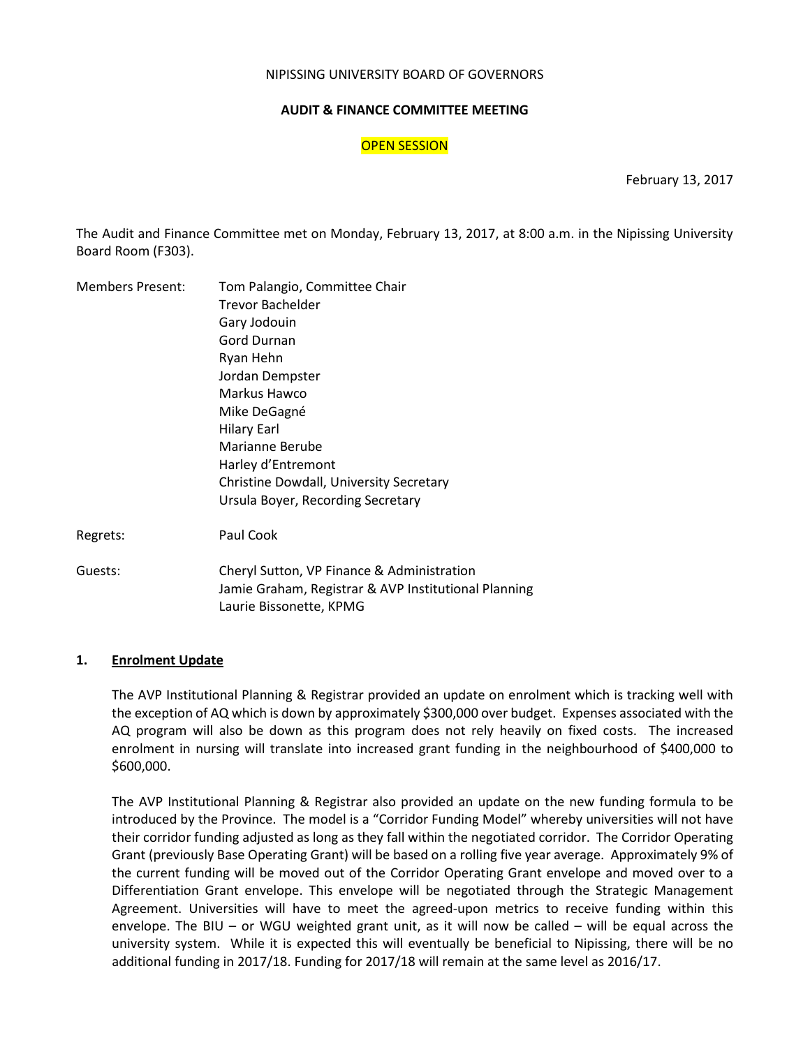NIPISSING UNIVERSITY BOARD OF GOVERNORS

**AUDIT & FINANCE COMMITTEE MEETING**

OPEN SESSION

February 13, 2017

The Audit and Finance Committee met on Monday, February 13, 2017, at 8:00 a.m. in the Nipissing University Board Room (F303).

Members Present: Tom Palangio, Committee Chair
Trevor Bachelder
Gary Jodouin
Gord Durnan
Ryan Hehn
Jordan Dempster
Markus Hawco
Mike DeGagné
Hilary Earl
Marianne Berube
Harley d'Entremont
Christine Dowdall, University Secretary
Ursula Boyer, Recording Secretary

Regrets: Paul Cook

Guests: Cheryl Sutton, VP Finance & Administration
Jamie Graham, Registrar & AVP Institutional Planning
Laurie Bissonette, KPMG

**1. Enrolment Update**

The AVP Institutional Planning & Registrar provided an update on enrolment which is tracking well with the exception of AQ which is down by approximately $300,000 over budget. Expenses associated with the AQ program will also be down as this program does not rely heavily on fixed costs. The increased enrolment in nursing will translate into increased grant funding in the neighbourhood of $400,000 to $600,000.

The AVP Institutional Planning & Registrar also provided an update on the new funding formula to be introduced by the Province. The model is a "Corridor Funding Model" whereby universities will not have their corridor funding adjusted as long as they fall within the negotiated corridor. The Corridor Operating Grant (previously Base Operating Grant) will be based on a rolling five year average. Approximately 9% of the current funding will be moved out of the Corridor Operating Grant envelope and moved over to a Differentiation Grant envelope. This envelope will be negotiated through the Strategic Management Agreement. Universities will have to meet the agreed-upon metrics to receive funding within this envelope. The BIU – or WGU weighted grant unit, as it will now be called – will be equal across the university system. While it is expected this will eventually be beneficial to Nipissing, there will be no additional funding in 2017/18. Funding for 2017/18 will remain at the same level as 2016/17.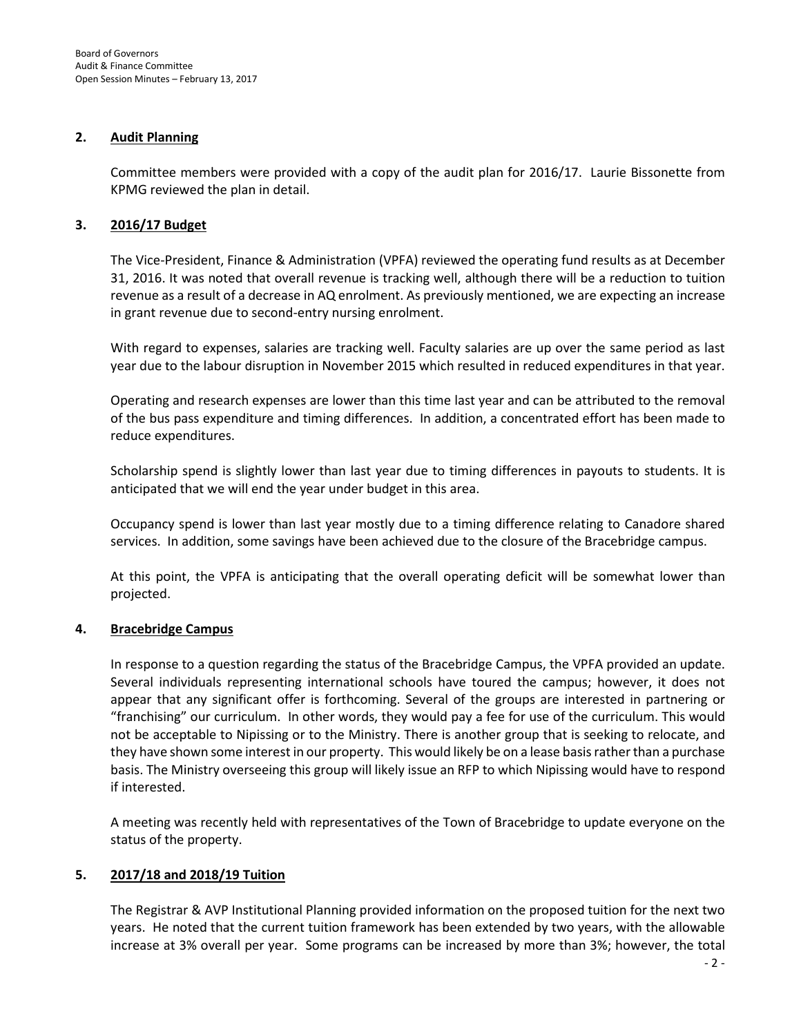## 2. Audit Planning

Committee members were provided with a copy of the audit plan for 2016/17. Laurie Bissonette from KPMG reviewed the plan in detail.

## 3. 2016/17 Budget

The Vice-President, Finance & Administration (VPFA) reviewed the operating fund results as at December 31, 2016. It was noted that overall revenue is tracking well, although there will be a reduction to tuition revenue as a result of a decrease in AQ enrolment. As previously mentioned, we are expecting an increase in grant revenue due to second-entry nursing enrolment.

With regard to expenses, salaries are tracking well. Faculty salaries are up over the same period as last year due to the labour disruption in November 2015 which resulted in reduced expenditures in that year.

Operating and research expenses are lower than this time last year and can be attributed to the removal of the bus pass expenditure and timing differences. In addition, a concentrated effort has been made to reduce expenditures.

Scholarship spend is slightly lower than last year due to timing differences in payouts to students. It is anticipated that we will end the year under budget in this area.

Occupancy spend is lower than last year mostly due to a timing difference relating to Canadore shared services. In addition, some savings have been achieved due to the closure of the Bracebridge campus.

At this point, the VPFA is anticipating that the overall operating deficit will be somewhat lower than projected.

## 4. Bracebridge Campus

In response to a question regarding the status of the Bracebridge Campus, the VPFA provided an update. Several individuals representing international schools have toured the campus; however, it does not appear that any significant offer is forthcoming. Several of the groups are interested in partnering or "franchising" our curriculum. In other words, they would pay a fee for use of the curriculum. This would not be acceptable to Nipissing or to the Ministry. There is another group that is seeking to relocate, and they have shown some interest in our property. This would likely be on a lease basis rather than a purchase basis. The Ministry overseeing this group will likely issue an RFP to which Nipissing would have to respond if interested.

A meeting was recently held with representatives of the Town of Bracebridge to update everyone on the status of the property.

## 5. 2017/18 and 2018/19 Tuition

The Registrar & AVP Institutional Planning provided information on the proposed tuition for the next two years. He noted that the current tuition framework has been extended by two years, with the allowable increase at 3% overall per year. Some programs can be increased by more than 3%; however, the total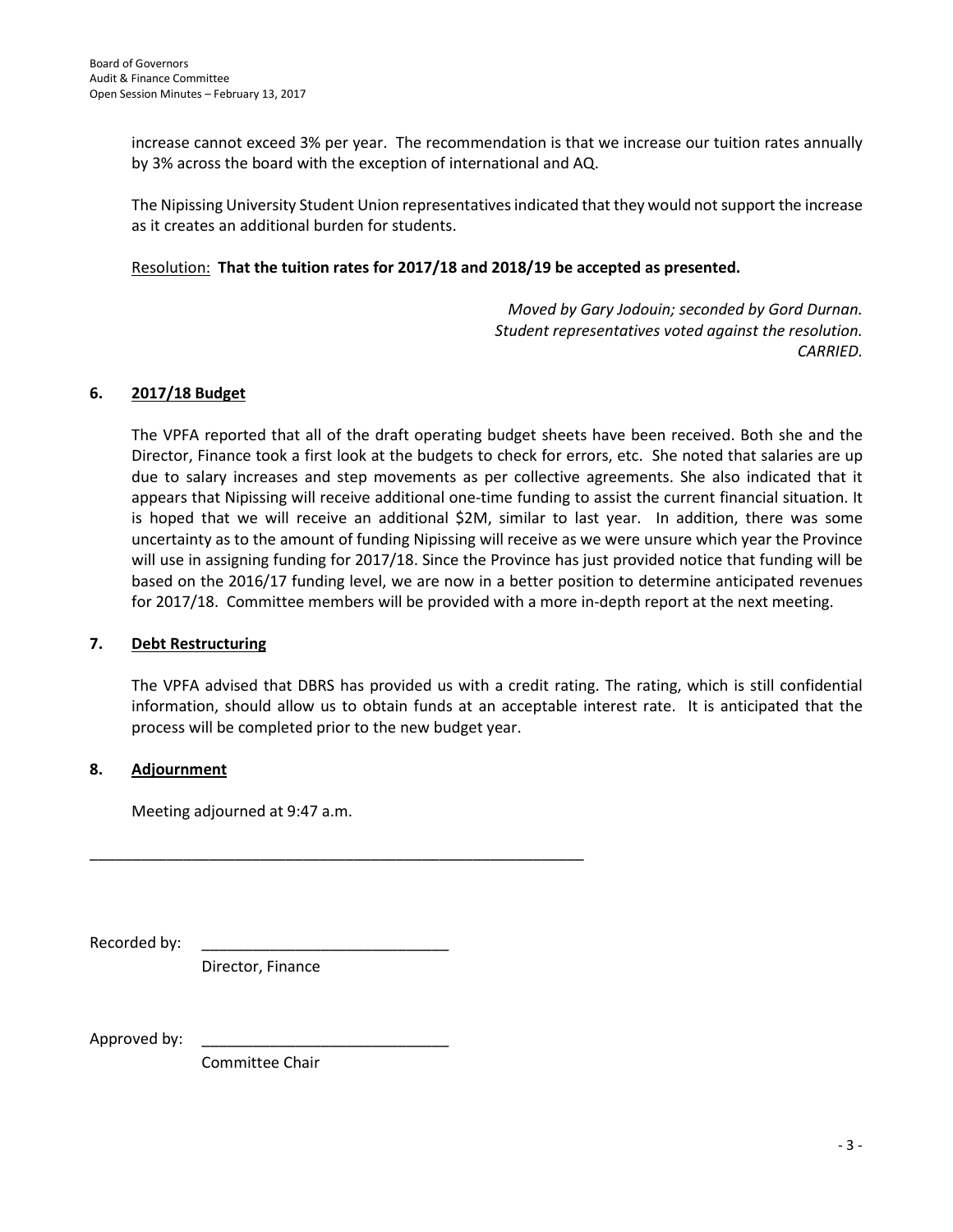increase cannot exceed 3% per year. The recommendation is that we increase our tuition rates annually by 3% across the board with the exception of international and AQ.

The Nipissing University Student Union representatives indicated that they would not support the increase as it creates an additional burden for students.

Resolution: **That the tuition rates for 2017/18 and 2018/19 be accepted as presented.**

*Moved by Gary Jodouin; seconded by Gord Durnan.*
*Student representatives voted against the resolution.*
*CARRIED.*

## 6. 2017/18 Budget

The VPFA reported that all of the draft operating budget sheets have been received. Both she and the Director, Finance took a first look at the budgets to check for errors, etc. She noted that salaries are up due to salary increases and step movements as per collective agreements. She also indicated that it appears that Nipissing will receive additional one-time funding to assist the current financial situation. It is hoped that we will receive an additional $2M, similar to last year. In addition, there was some uncertainty as to the amount of funding Nipissing will receive as we were unsure which year the Province will use in assigning funding for 2017/18. Since the Province has just provided notice that funding will be based on the 2016/17 funding level, we are now in a better position to determine anticipated revenues for 2017/18. Committee members will be provided with a more in-depth report at the next meeting.

## 7. Debt Restructuring

The VPFA advised that DBRS has provided us with a credit rating. The rating, which is still confidential information, should allow us to obtain funds at an acceptable interest rate. It is anticipated that the process will be completed prior to the new budget year.

## 8. Adjournment

Meeting adjourned at 9:47 a.m.

---

Recorded by: ____________________________
Director, Finance

Approved by: ____________________________
Committee Chair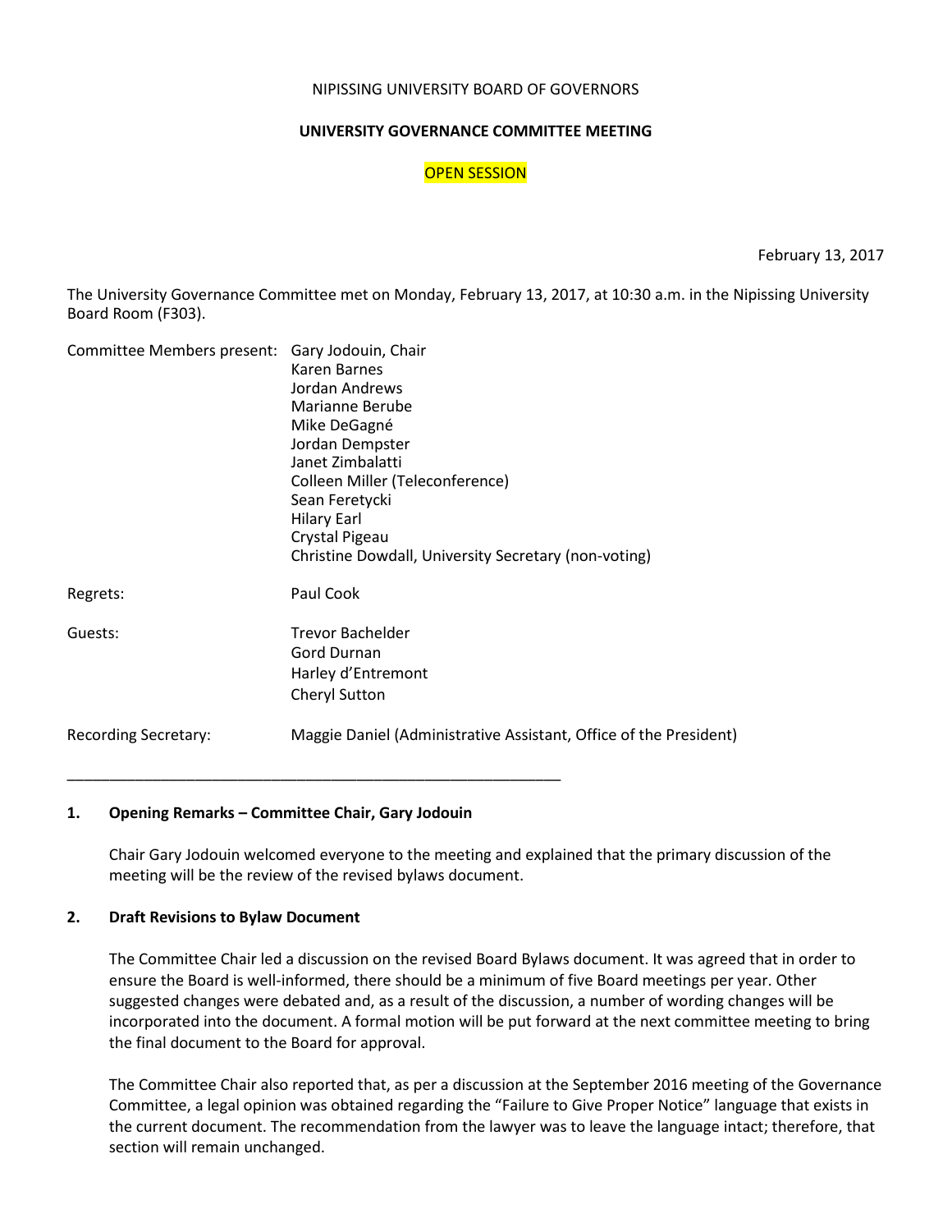NIPISSING UNIVERSITY BOARD OF GOVERNORS

**UNIVERSITY GOVERNANCE COMMITTEE MEETING**

OPEN SESSION

February 13, 2017

The University Governance Committee met on Monday, February 13, 2017, at 10:30 a.m. in the Nipissing University Board Room (F303).

| | |
|---|---|
| Committee Members present: | Gary Jodouin, Chair<br>Karen Barnes<br>Jordan Andrews<br>Marianne Berube<br>Mike DeGagné<br>Jordan Dempster<br>Janet Zimbalatti<br>Colleen Miller (Teleconference)<br>Sean Feretycki<br>Hilary Earl<br>Crystal Pigeau<br>Christine Dowdall, University Secretary (non-voting) |
| Regrets: | Paul Cook |
| Guests: | Trevor Bachelder<br>Gord Durnan<br>Harley d'Entremont<br>Cheryl Sutton |
| Recording Secretary: | Maggie Daniel (Administrative Assistant, Office of the President) |

---

**1. Opening Remarks – Committee Chair, Gary Jodouin**

Chair Gary Jodouin welcomed everyone to the meeting and explained that the primary discussion of the meeting will be the review of the revised bylaws document.

**2. Draft Revisions to Bylaw Document**

The Committee Chair led a discussion on the revised Board Bylaws document. It was agreed that in order to ensure the Board is well-informed, there should be a minimum of five Board meetings per year. Other suggested changes were debated and, as a result of the discussion, a number of wording changes will be incorporated into the document. A formal motion will be put forward at the next committee meeting to bring the final document to the Board for approval.

The Committee Chair also reported that, as per a discussion at the September 2016 meeting of the Governance Committee, a legal opinion was obtained regarding the "Failure to Give Proper Notice" language that exists in the current document. The recommendation from the lawyer was to leave the language intact; therefore, that section will remain unchanged.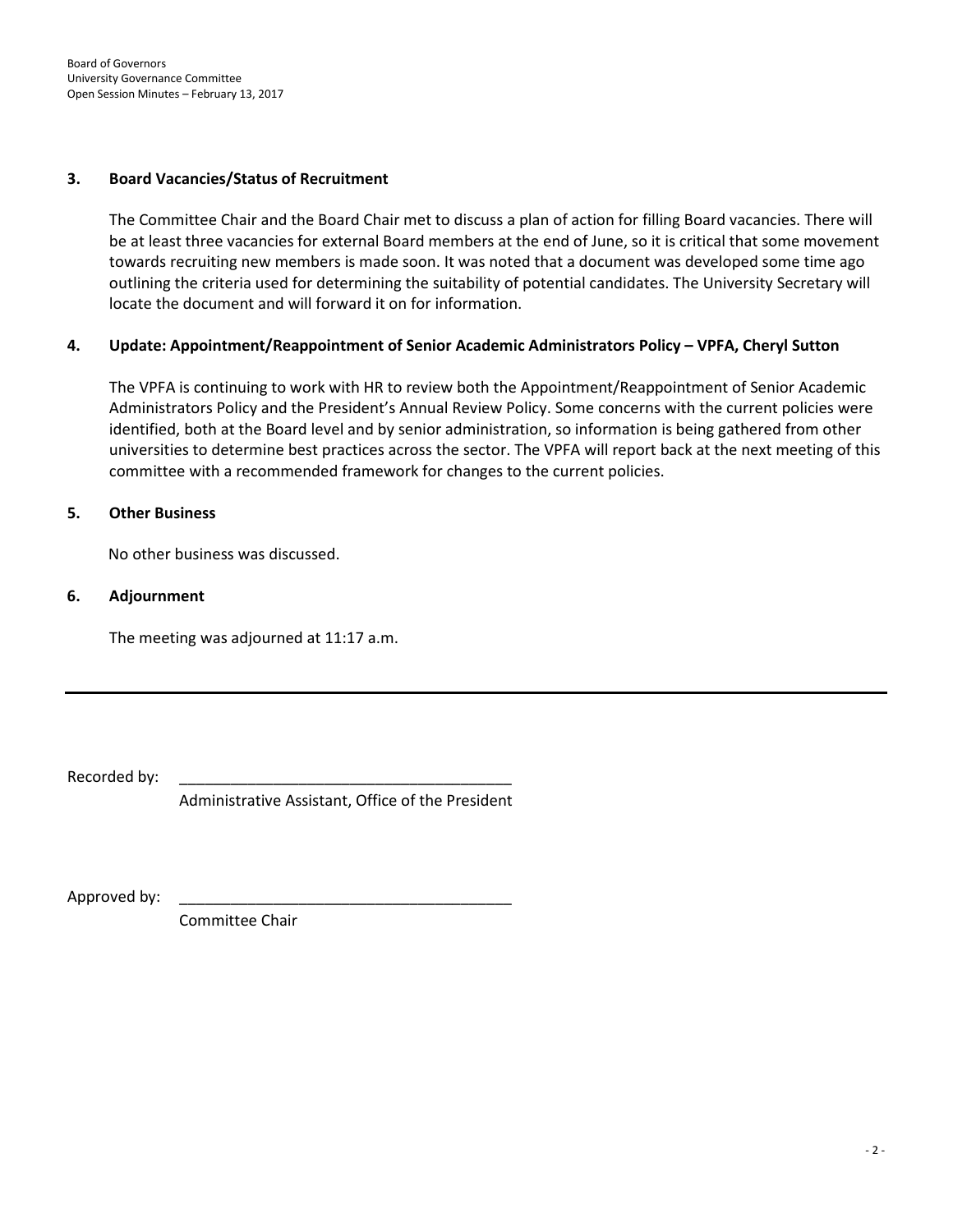### 3. Board Vacancies/Status of Recruitment

The Committee Chair and the Board Chair met to discuss a plan of action for filling Board vacancies. There will be at least three vacancies for external Board members at the end of June, so it is critical that some movement towards recruiting new members is made soon. It was noted that a document was developed some time ago outlining the criteria used for determining the suitability of potential candidates. The University Secretary will locate the document and will forward it on for information.

### 4. Update: Appointment/Reappointment of Senior Academic Administrators Policy – VPFA, Cheryl Sutton

The VPFA is continuing to work with HR to review both the Appointment/Reappointment of Senior Academic Administrators Policy and the President's Annual Review Policy. Some concerns with the current policies were identified, both at the Board level and by senior administration, so information is being gathered from other universities to determine best practices across the sector. The VPFA will report back at the next meeting of this committee with a recommended framework for changes to the current policies.

### 5. Other Business

No other business was discussed.

### 6. Adjournment

The meeting was adjourned at 11:17 a.m.

---

Recorded by: \_\_\_\_\_\_\_\_\_\_\_\_\_\_\_\_\_\_\_\_\_\_\_\_\_\_\_\_\_\_\_\_\_\_\_\_\_\_\_\_
Administrative Assistant, Office of the President

Approved by: \_\_\_\_\_\_\_\_\_\_\_\_\_\_\_\_\_\_\_\_\_\_\_\_\_\_\_\_\_\_\_\_\_\_\_\_\_\_\_\_
Committee Chair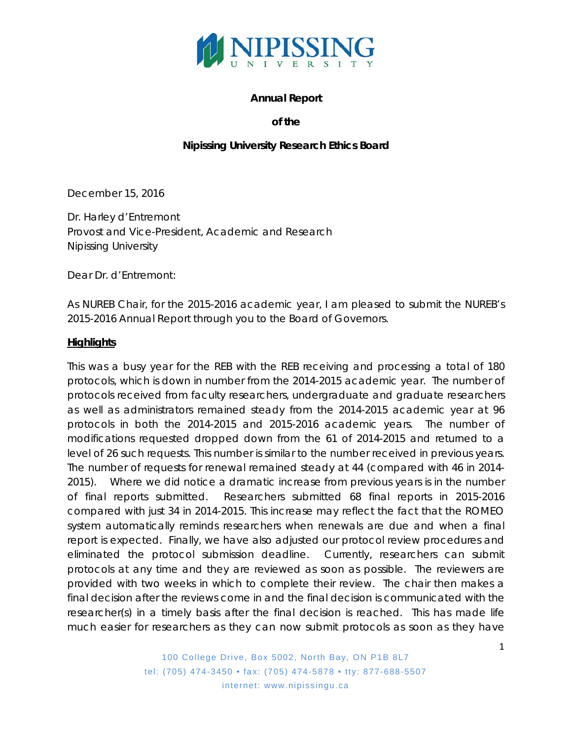**Annual Report**

**of the**

**Nipissing University Research Ethics Board**

December 15, 2016

Dr. Harley d'Entremont
Provost and Vice-President, Academic and Research
Nipissing University

Dear Dr. d'Entremont:

As NUREB Chair, for the 2015-2016 academic year, I am pleased to submit the NUREB's 2015-2016 Annual Report through you to the Board of Governors.

**Highlights**

This was a busy year for the REB with the REB receiving and processing a total of 180 protocols, which is down in number from the 2014-2015 academic year. The number of protocols received from faculty researchers, undergraduate and graduate researchers as well as administrators remained steady from the 2014-2015 academic year at 96 protocols in both the 2014-2015 and 2015-2016 academic years. The number of modifications requested dropped down from the 61 of 2014-2015 and returned to a level of 26 such requests. This number is similar to the number received in previous years. The number of requests for renewal remained steady at 44 (compared with 46 in 2014-2015). Where we did notice a dramatic increase from previous years is in the number of final reports submitted. Researchers submitted 68 final reports in 2015-2016 compared with just 34 in 2014-2015. This increase may reflect the fact that the ROMEO system automatically reminds researchers when renewals are due and when a final report is expected. Finally, we have also adjusted our protocol review procedures and eliminated the protocol submission deadline. Currently, researchers can submit protocols at any time and they are reviewed as soon as possible. The reviewers are provided with two weeks in which to complete their review. The chair then makes a final decision after the reviews come in and the final decision is communicated with the researcher(s) in a timely basis after the final decision is reached. This has made life much easier for researchers as they can now submit protocols as soon as they have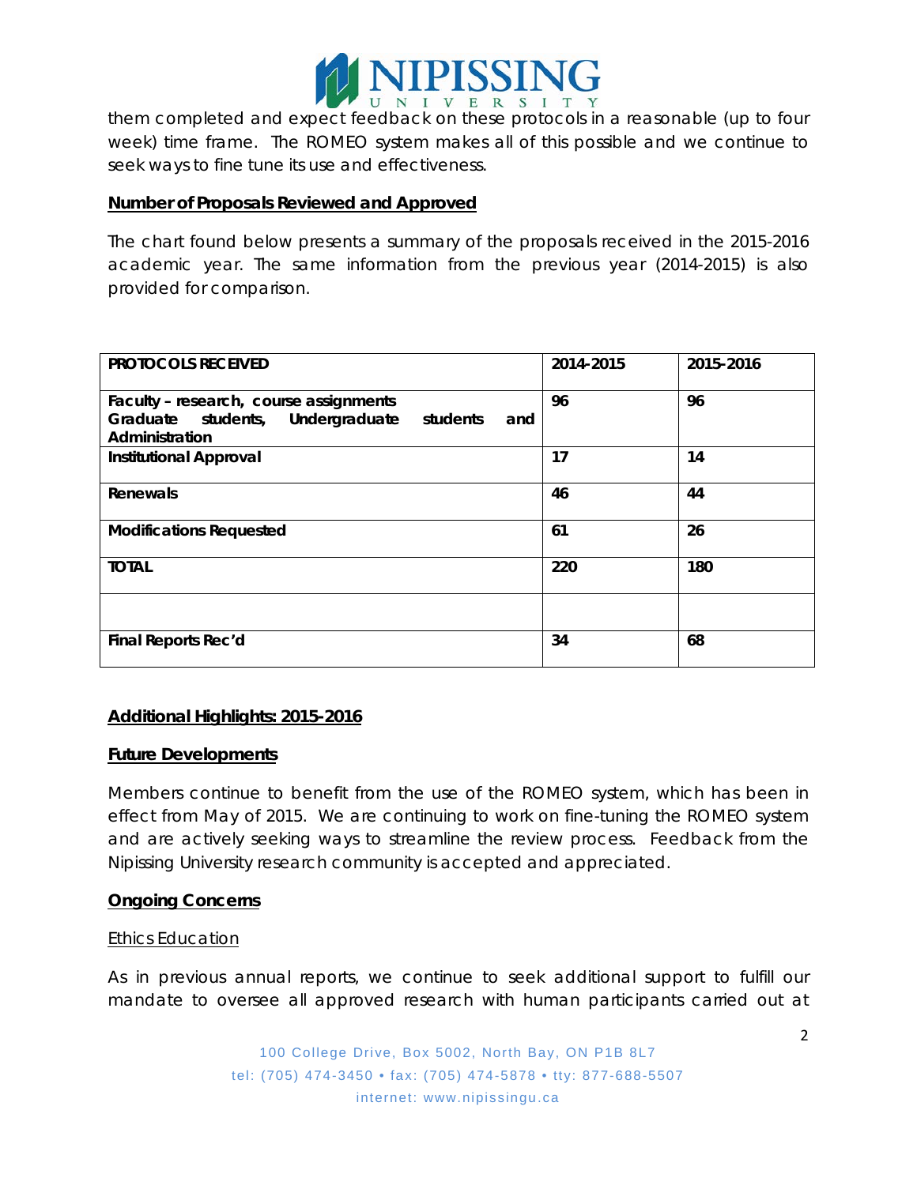them completed and expect feedback on these protocols in a reasonable (up to four week) time frame. The ROMEO system makes all of this possible and we continue to seek ways to fine tune its use and effectiveness.

**Number of Proposals Reviewed and Approved**

The chart found below presents a summary of the proposals received in the 2015-2016 academic year. The same information from the previous year (2014-2015) is also provided for comparison.

| PROTOCOLS RECEIVED | 2014-2015 | 2015-2016 |
|---|---|---|
| Faculty – research, course assignments Graduate students, Undergraduate students and Administration | 96 | 96 |
| Institutional Approval | 17 | 14 |
| Renewals | 46 | 44 |
| Modifications Requested | 61 | 26 |
| TOTAL | 220 | 180 |
| | | |
| Final Reports Rec'd | 34 | 68 |

**Additional Highlights: 2015-2016**

**Future Developments**

Members continue to benefit from the use of the ROMEO system, which has been in effect from May of 2015. We are continuing to work on fine-tuning the ROMEO system and are actively seeking ways to streamline the review process. Feedback from the Nipissing University research community is accepted and appreciated.

**Ongoing Concerns**

Ethics Education

As in previous annual reports, we continue to seek additional support to fulfill our mandate to oversee all approved research with human participants carried out at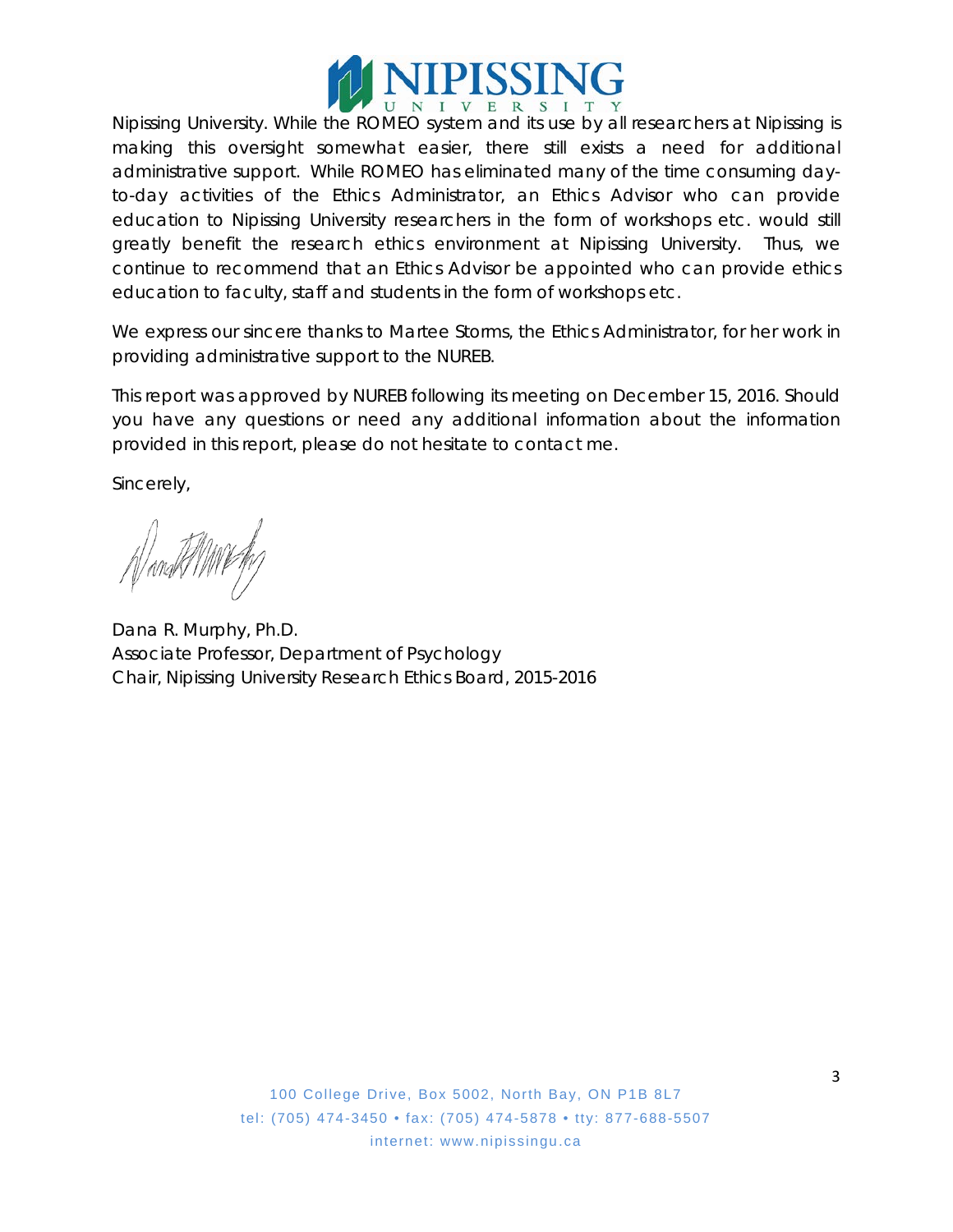Nipissing University. While the ROMEO system and its use by all researchers at Nipissing is making this oversight somewhat easier, there still exists a need for additional administrative support. While ROMEO has eliminated many of the time consuming day-to-day activities of the Ethics Administrator, an Ethics Advisor who can provide education to Nipissing University researchers in the form of workshops etc. would still greatly benefit the research ethics environment at Nipissing University. Thus, we continue to recommend that an Ethics Advisor be appointed who can provide ethics education to faculty, staff and students in the form of workshops etc.

We express our sincere thanks to Martee Storms, the Ethics Administrator, for her work in providing administrative support to the NUREB.

This report was approved by NUREB following its meeting on December 15, 2016. Should you have any questions or need any additional information about the information provided in this report, please do not hesitate to contact me.

Sincerely,

Dana R. Murphy, Ph.D.
Associate Professor, Department of Psychology
Chair, Nipissing University Research Ethics Board, 2015-2016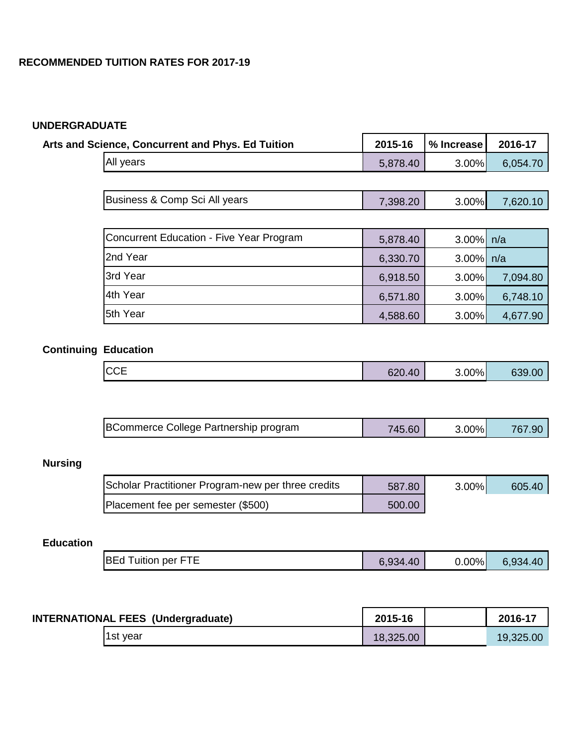**RECOMMENDED TUITION RATES FOR 2017-19**

## UNDERGRADUATE

| Arts and Science, Concurrent and Phys. Ed Tuition | 2015-16 | % Increase | 2016-17 |
|---|---|---|---|
| All years | 5,878.40 | 3.00% | 6,054.70 |

| | 2015-16 | % Increase | 2016-17 |
|---|---|---|---|
| Business & Comp Sci All years | 7,398.20 | 3.00% | 7,620.10 |

| | 2015-16 | % Increase | 2016-17 |
|---|---|---|---|
| Concurrent Education - Five Year Program | 5,878.40 | 3.00% | n/a |
| 2nd Year | 6,330.70 | 3.00% | n/a |
| 3rd Year | 6,918.50 | 3.00% | 7,094.80 |
| 4th Year | 6,571.80 | 3.00% | 6,748.10 |
| 5th Year | 4,588.60 | 3.00% | 4,677.90 |

**Continuing Education**

| | 2015-16 | % Increase | 2016-17 |
|---|---|---|---|
| CCE | 620.40 | 3.00% | 639.00 |

| | 2015-16 | % Increase | 2016-17 |
|---|---|---|---|
| BCommerce College Partnership program | 745.60 | 3.00% | 767.90 |

**Nursing**

| | 2015-16 | % Increase | 2016-17 |
|---|---|---|---|
| Scholar Practitioner Program-new per three credits | 587.80 | 3.00% | 605.40 |
| Placement fee per semester ($500) | 500.00 | | |

**Education**

| | 2015-16 | % Increase | 2016-17 |
|---|---|---|---|
| BEd Tuition per FTE | 6,934.40 | 0.00% | 6,934.40 |

| INTERNATIONAL FEES (Undergraduate) | 2015-16 | | 2016-17 |
|---|---|---|---|
| 1st year | 18,325.00 | | 19,325.00 |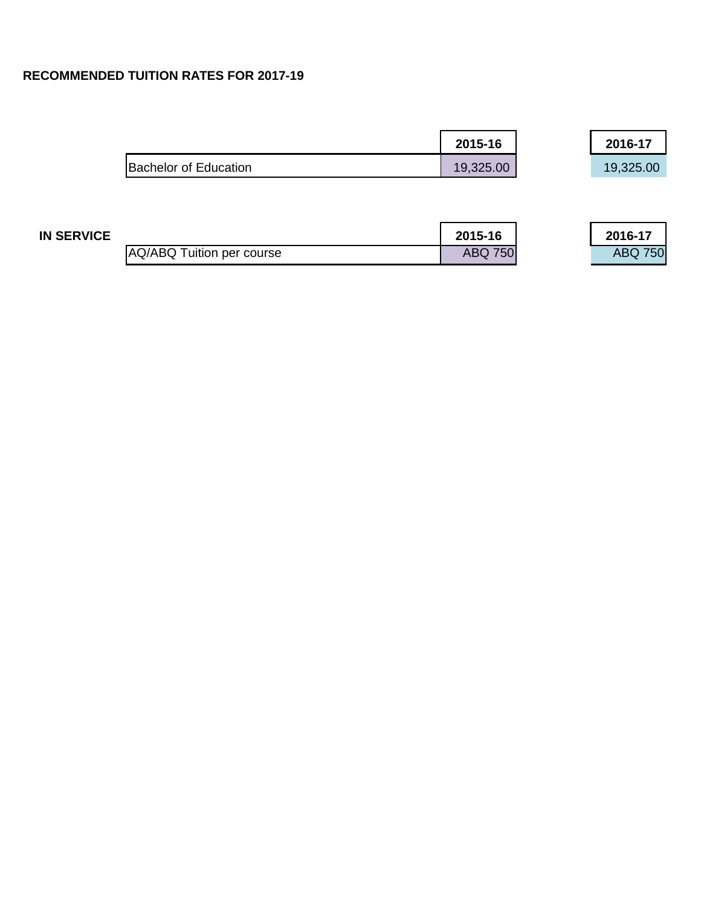**RECOMMENDED TUITION RATES FOR 2017-19**

| | 2015-16 | 2016-17 |
|---|---|---|
| Bachelor of Education | 19,325.00 | 19,325.00 |

**IN SERVICE**

| | 2015-16 | 2016-17 |
|---|---|---|
| AQ/ABQ Tuition per course | ABQ 750 | ABQ 750 |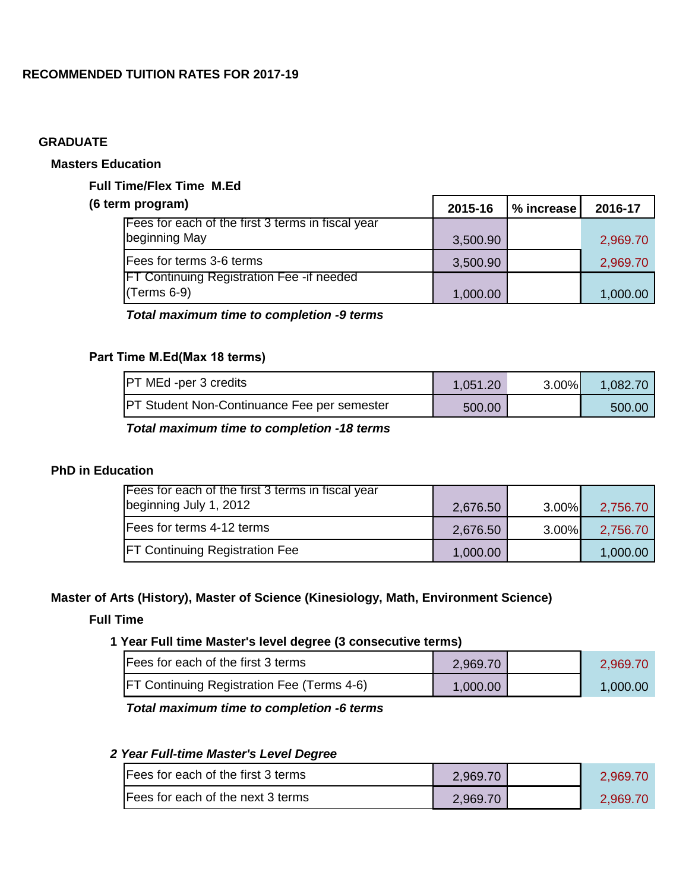# RECOMMENDED TUITION RATES FOR 2017-19

## GRADUATE

### Masters Education

**Full Time/Flex Time M.Ed**

**(6 term program)**

| | 2015-16 | % increase | 2016-17 |
|---|---|---|---|
| Fees for each of the first 3 terms in fiscal year beginning May | 3,500.90 | | 2,969.70 |
| Fees for terms 3-6 terms | 3,500.90 | | 2,969.70 |
| FT Continuing Registration Fee -if needed (Terms 6-9) | 1,000.00 | | 1,000.00 |

***Total maximum time to completion -9 terms***

**Part Time M.Ed(Max 18 terms)**

| | 2015-16 | % increase | 2016-17 |
|---|---|---|---|
| PT MEd -per 3 credits | 1,051.20 | 3.00% | 1,082.70 |
| PT Student Non-Continuance Fee per semester | 500.00 | | 500.00 |

***Total maximum time to completion -18 terms***

### PhD in Education

| | 2015-16 | % increase | 2016-17 |
|---|---|---|---|
| Fees for each of the first 3 terms in fiscal year beginning July 1, 2012 | 2,676.50 | 3.00% | 2,756.70 |
| Fees for terms 4-12 terms | 2,676.50 | 3.00% | 2,756.70 |
| FT Continuing Registration Fee | 1,000.00 | | 1,000.00 |

### Master of Arts (History), Master of Science (Kinesiology, Math, Environment Science)

**Full Time**

**1 Year Full time Master's level degree (3 consecutive terms)**

| | 2015-16 | % increase | 2016-17 |
|---|---|---|---|
| Fees for each of the first 3 terms | 2,969.70 | | 2,969.70 |
| FT Continuing Registration Fee (Terms 4-6) | 1,000.00 | | 1,000.00 |

***Total maximum time to completion -6 terms***

***2 Year Full-time Master's Level Degree***

| | 2015-16 | % increase | 2016-17 |
|---|---|---|---|
| Fees for each of the first 3 terms | 2,969.70 | | 2,969.70 |
| Fees for each of the next 3 terms | 2,969.70 | | 2,969.70 |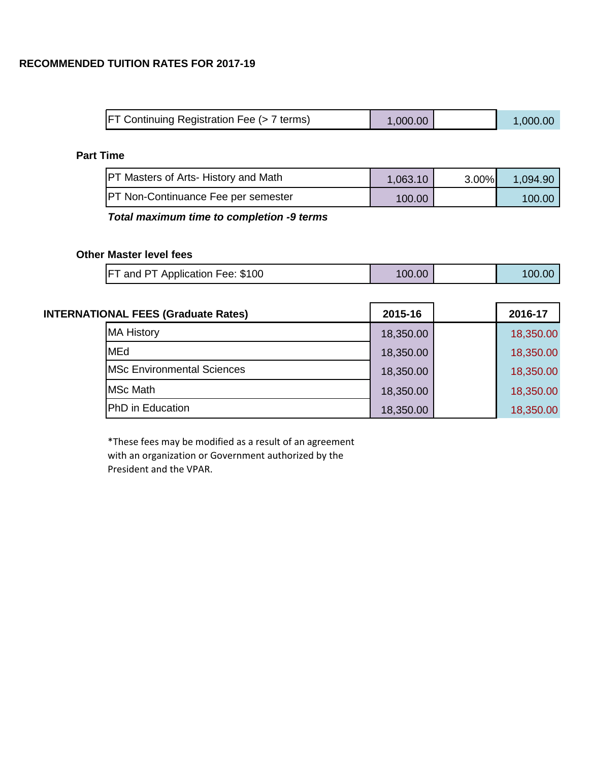## RECOMMENDED TUITION RATES FOR 2017-19

| | | | |
|---|---|---|---|
| FT Continuing Registration Fee (> 7 terms) | 1,000.00 | | 1,000.00 |

### Part Time

| | | | |
|---|---|---|---|
| PT Masters of Arts- History and Math | 1,063.10 | 3.00% | 1,094.90 |
| PT Non-Continuance Fee per semester | 100.00 | | 100.00 |

***Total maximum time to completion -9 terms***

### Other Master level fees

| | | | |
|---|---|---|---|
| FT and PT Application Fee: $100 | 100.00 | | 100.00 |

### INTERNATIONAL FEES (Graduate Rates)

| | 2015-16 | | 2016-17 |
|---|---|---|---|
| MA History | 18,350.00 | | 18,350.00 |
| MEd | 18,350.00 | | 18,350.00 |
| MSc Environmental Sciences | 18,350.00 | | 18,350.00 |
| MSc Math | 18,350.00 | | 18,350.00 |
| PhD in Education | 18,350.00 | | 18,350.00 |

*These fees may be modified as a result of an agreement with an organization or Government authorized by the President and the VPAR.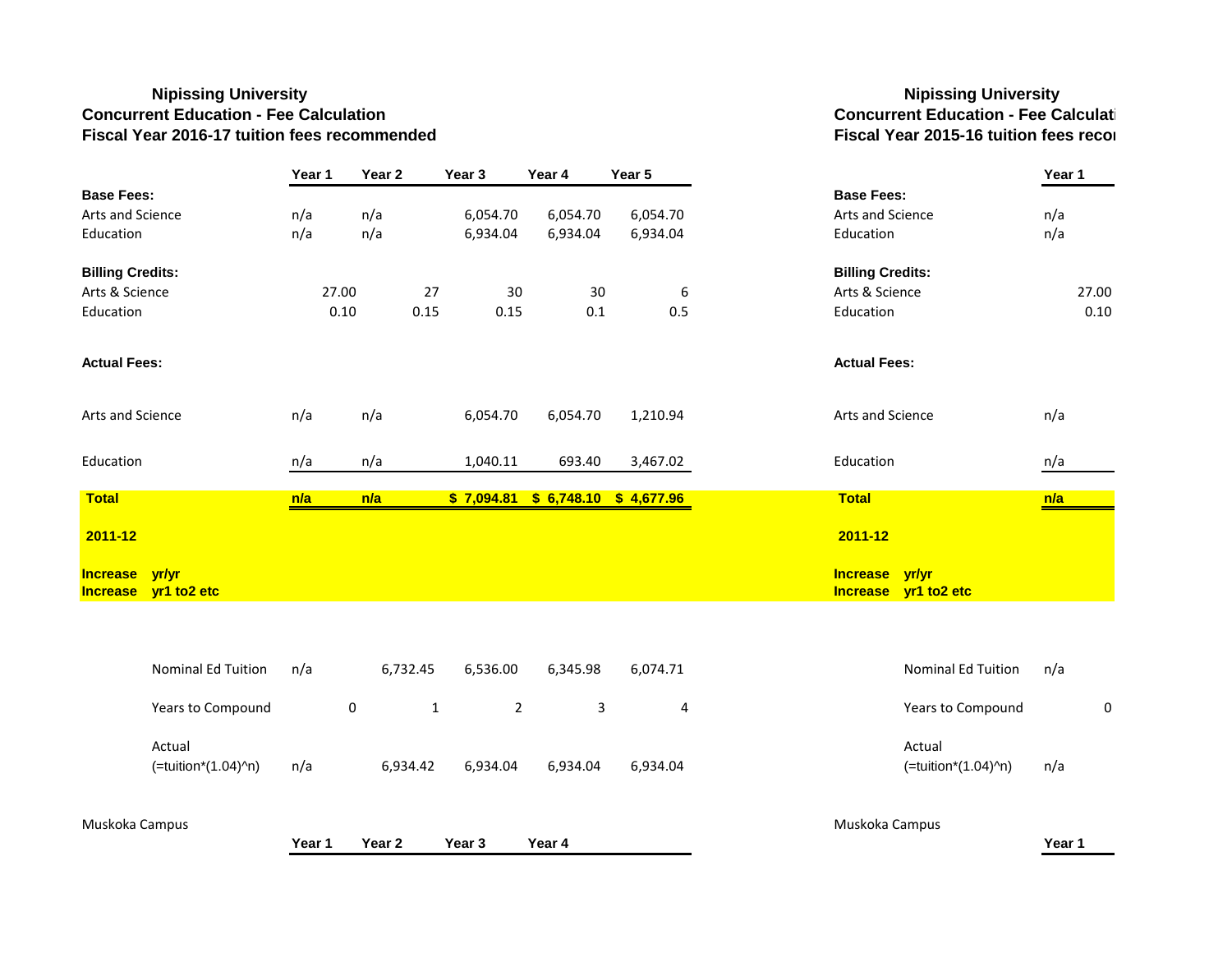**Nipissing University**
**Concurrent Education - Fee Calculation**
**Fiscal Year 2016-17 tuition fees recommended**

| | | Year 1 | Year 2 | Year 3 | Year 4 | Year 5 |
|---|---|---|---|---|---|---|
| **Base Fees:** | | | | | | |
| Arts and Science | | n/a | n/a | 6,054.70 | 6,054.70 | 6,054.70 |
| Education | | n/a | n/a | 6,934.04 | 6,934.04 | 6,934.04 |
| **Billing Credits:** | | | | | | |
| Arts & Science | | 27.00 | 27 | 30 | 30 | 6 |
| Education | | 0.10 | 0.15 | 0.15 | 0.1 | 0.5 |
| **Actual Fees:** | | | | | | |
| Arts and Science | | n/a | n/a | 6,054.70 | 6,054.70 | 1,210.94 |
| Education | | n/a | n/a | 1,040.11 | 693.40 | 3,467.02 |
| **Total** | | **n/a** | **n/a** | **$ 7,094.81** | **$ 6,748.10** | **$ 4,677.96** |
| **2011-12** | | | | | | |
| **Increase** | **yr/yr** | | | | | |
| **Increase** | **yr1 to2 etc** | | | | | |
| | Nominal Ed Tuition | n/a | 6,732.45 | 6,536.00 | 6,345.98 | 6,074.71 |
| | Years to Compound | 0 | 1 | 2 | 3 | 4 |
| | Actual (=tuition*(1.04)^n) | n/a | 6,934.42 | 6,934.04 | 6,934.04 | 6,934.04 |

Muskoka Campus

| Year 1 | Year 2 | Year 3 | Year 4 |
|---|---|---|---|

**Nipissing University**
**Concurrent Education - Fee Calculati**
**Fiscal Year 2015-16 tuition fees recor**

| | | Year 1 |
|---|---|---|
| **Base Fees:** | | |
| Arts and Science | | n/a |
| Education | | n/a |
| **Billing Credits:** | | |
| Arts & Science | | 27.00 |
| Education | | 0.10 |
| **Actual Fees:** | | |
| Arts and Science | | n/a |
| Education | | n/a |
| **Total** | | **n/a** |
| **2011-12** | | |
| **Increase** | **yr/yr** | |
| **Increase** | **yr1 to2 etc** | |
| | Nominal Ed Tuition | n/a |
| | Years to Compound | 0 |
| | Actual (=tuition*(1.04)^n) | n/a |

Muskoka Campus

| Year 1 |
|---|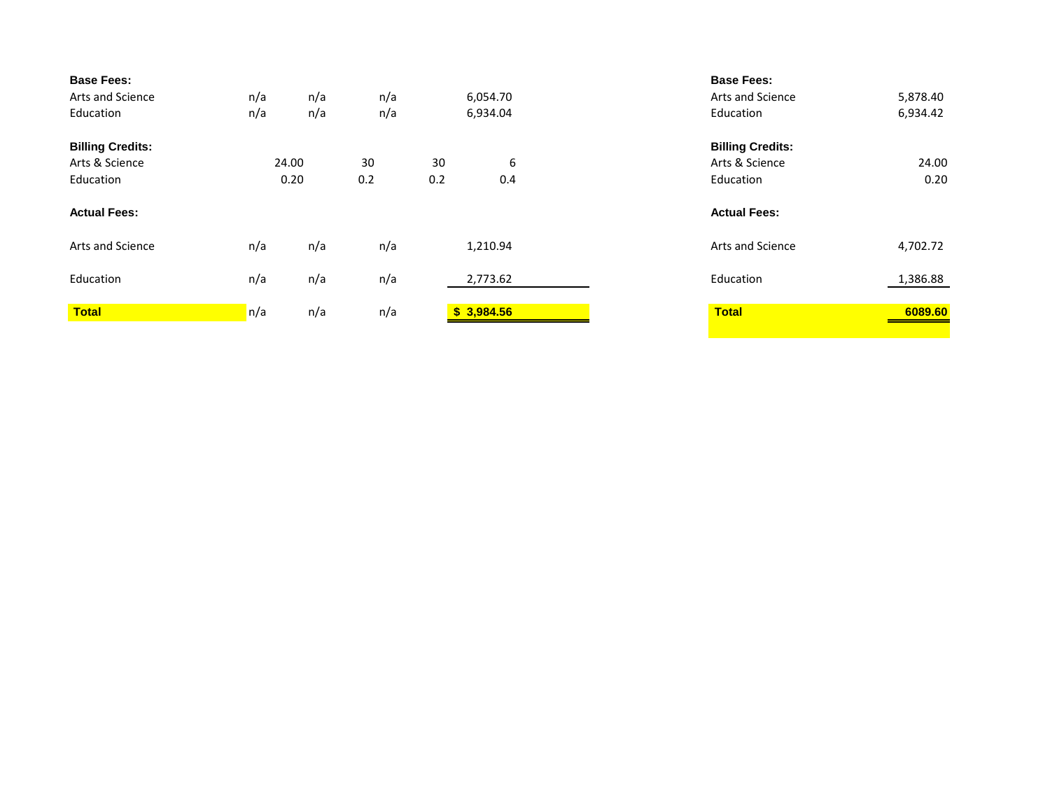| | | | | |
|---|---|---|---|---|
| **Base Fees:** | | | | |
| Arts and Science | n/a | n/a | n/a | 6,054.70 |
| Education | n/a | n/a | n/a | 6,934.04 |
| **Billing Credits:** | | | | |
| Arts & Science | 24.00 | 30 | 30 | 6 |
| Education | 0.20 | 0.2 | 0.2 | 0.4 |
| **Actual Fees:** | | | | |
| Arts and Science | n/a | n/a | n/a | 1,210.94 |
| Education | n/a | n/a | n/a | 2,773.62 |
| **Total** | n/a | n/a | n/a | **$ 3,984.56** |

| | |
|---|---|
| **Base Fees:** | |
| Arts and Science | 5,878.40 |
| Education | 6,934.42 |
| **Billing Credits:** | |
| Arts & Science | 24.00 |
| Education | 0.20 |
| **Actual Fees:** | |
| Arts and Science | 4,702.72 |
| Education | 1,386.88 |
| **Total** | **6089.60** |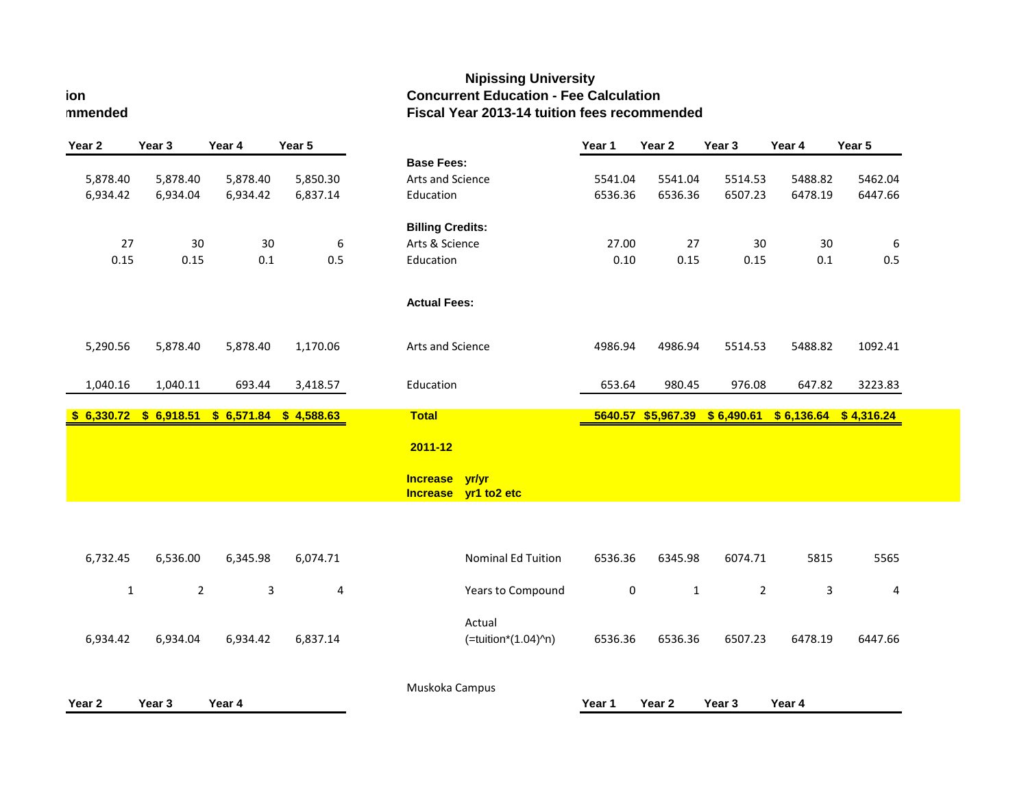ion
mmended

| Year 2 | Year 3 | Year 4 | Year 5 |
|---|---|---|---|
| 5,878.40 | 5,878.40 | 5,878.40 | 5,850.30 |
| 6,934.42 | 6,934.04 | 6,934.42 | 6,837.14 |
| 27 | 30 | 30 | 6 |
| 0.15 | 0.15 | 0.1 | 0.5 |
| 5,290.56 | 5,878.40 | 5,878.40 | 1,170.06 |
| 1,040.16 | 1,040.11 | 693.44 | 3,418.57 |
| **$ 6,330.72** | **$ 6,918.51** | **$ 6,571.84** | **$ 4,588.63** |
| 6,732.45 | 6,536.00 | 6,345.98 | 6,074.71 |
| 1 | 2 | 3 | 4 |
| 6,934.42 | 6,934.04 | 6,934.42 | 6,837.14 |

| Year 2 | Year 3 | Year 4 |
|---|---|---|

# Nipissing University
## Concurrent Education - Fee Calculation
## Fiscal Year 2013-14 tuition fees recommended

| | Year 1 | Year 2 | Year 3 | Year 4 | Year 5 |
|---|---|---|---|---|---|
| **Base Fees:** | | | | | |
| Arts and Science | 5541.04 | 5541.04 | 5514.53 | 5488.82 | 5462.04 |
| Education | 6536.36 | 6536.36 | 6507.23 | 6478.19 | 6447.66 |
| **Billing Credits:** | | | | | |
| Arts & Science | 27.00 | 27 | 30 | 30 | 6 |
| Education | 0.10 | 0.15 | 0.15 | 0.1 | 0.5 |
| **Actual Fees:** | | | | | |
| Arts and Science | 4986.94 | 4986.94 | 5514.53 | 5488.82 | 1092.41 |
| Education | 653.64 | 980.45 | 976.08 | 647.82 | 3223.83 |
| **Total** | **5640.57** | **$5,967.39** | **$ 6,490.61** | **$ 6,136.64** | **$ 4,316.24** |
| **2011-12** | | | | | |
| **Increase yr/yr** | | | | | |
| **Increase yr1 to2 etc** | | | | | |
| Nominal Ed Tuition | 6536.36 | 6345.98 | 6074.71 | 5815 | 5565 |
| Years to Compound | 0 | 1 | 2 | 3 | 4 |
| Actual (=tuition*(1.04)^n) | 6536.36 | 6536.36 | 6507.23 | 6478.19 | 6447.66 |

Muskoka Campus

| Year 1 | Year 2 | Year 3 | Year 4 |
|---|---|---|---|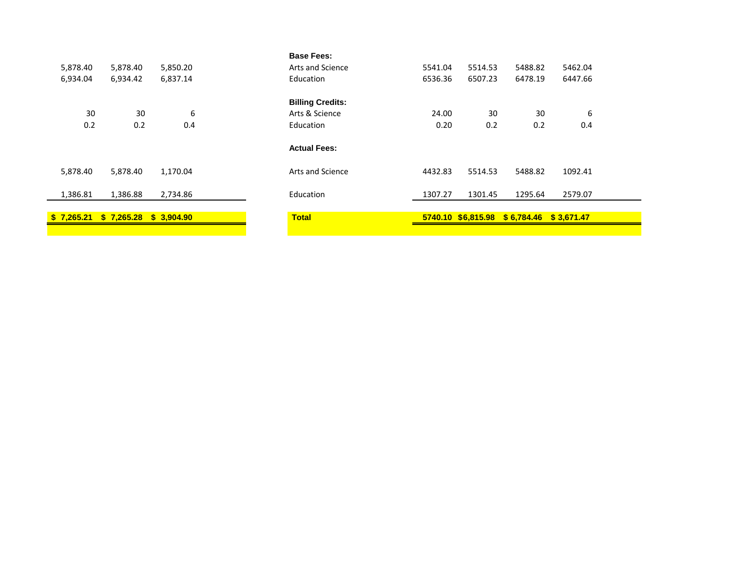| | | | |
|---|---|---|---|
| | | | **Base Fees:** |
| 5,878.40 | 5,878.40 | 5,850.20 | Arts and Science |
| 6,934.04 | 6,934.42 | 6,837.14 | Education |
| | | | **Billing Credits:** |
| 30 | 30 | 6 | Arts & Science |
| 0.2 | 0.2 | 0.4 | Education |
| | | | **Actual Fees:** |
| 5,878.40 | 5,878.40 | 1,170.04 | Arts and Science |
| 1,386.81 | 1,386.88 | 2,734.86 | Education |
| **$ 7,265.21** | **$ 7,265.28** | **$ 3,904.90** | **Total** |

| | | | | |
|---|---|---|---|---|
| **Base Fees:** | | | | |
| Arts and Science | 5541.04 | 5514.53 | 5488.82 | 5462.04 |
| Education | 6536.36 | 6507.23 | 6478.19 | 6447.66 |
| **Billing Credits:** | | | | |
| Arts & Science | 24.00 | 30 | 30 | 6 |
| Education | 0.20 | 0.2 | 0.2 | 0.4 |
| **Actual Fees:** | | | | |
| Arts and Science | 4432.83 | 5514.53 | 5488.82 | 1092.41 |
| Education | 1307.27 | 1301.45 | 1295.64 | 2579.07 |
| **Total** | **5740.10** | **$6,815.98** | **$ 6,784.46** | **$ 3,671.47** |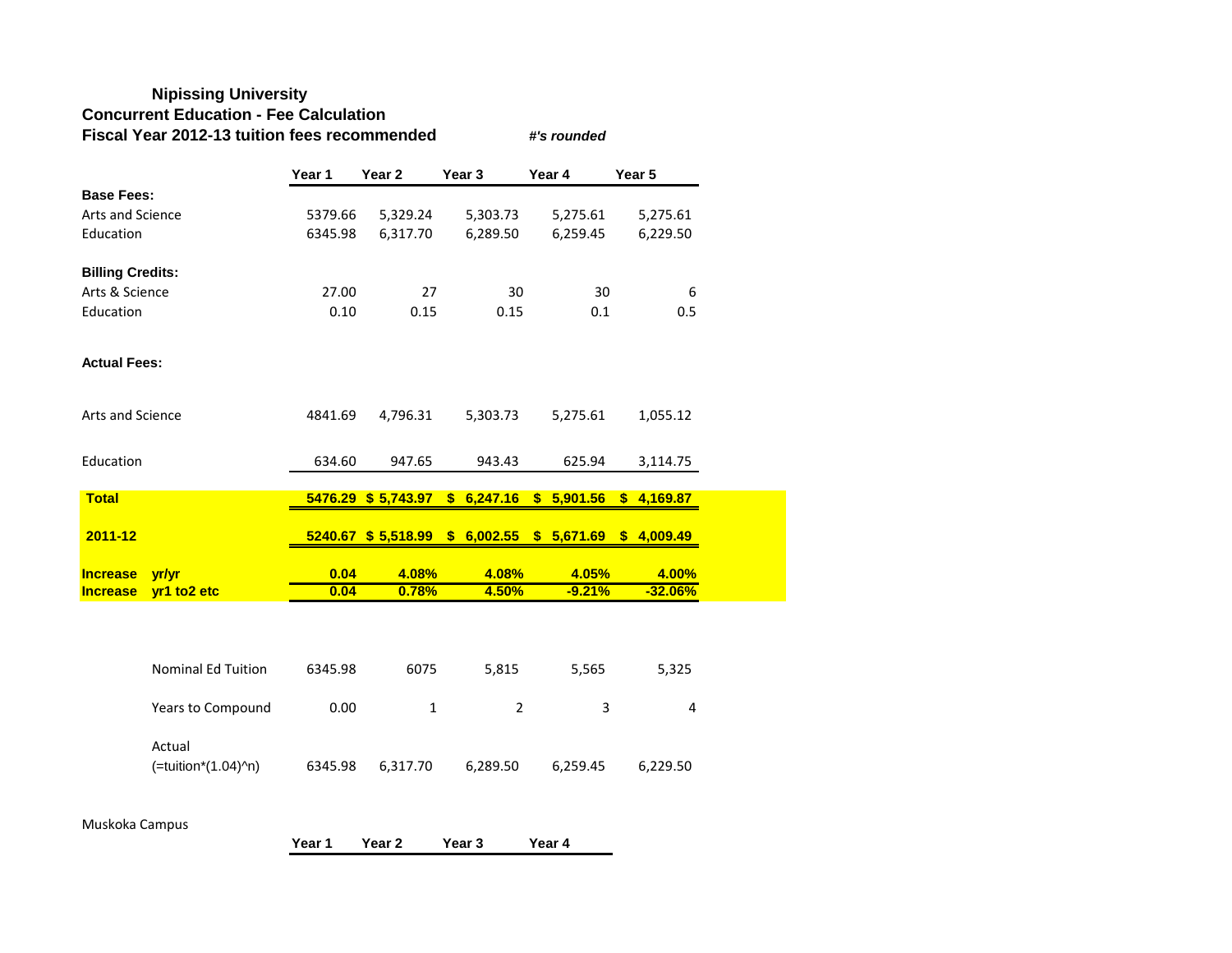**Nipissing University**
**Concurrent Education - Fee Calculation**
**Fiscal Year 2012-13 tuition fees recommended** ***#'s rounded***

| | | Year 1 | Year 2 | Year 3 | Year 4 | Year 5 |
|---|---|---|---|---|---|---|
| **Base Fees:** | | | | | | |
| Arts and Science | | 5379.66 | 5,329.24 | 5,303.73 | 5,275.61 | 5,275.61 |
| Education | | 6345.98 | 6,317.70 | 6,289.50 | 6,259.45 | 6,229.50 |
| **Billing Credits:** | | | | | | |
| Arts & Science | | 27.00 | 27 | 30 | 30 | 6 |
| Education | | 0.10 | 0.15 | 0.15 | 0.1 | 0.5 |
| **Actual Fees:** | | | | | | |
| Arts and Science | | 4841.69 | 4,796.31 | 5,303.73 | 5,275.61 | 1,055.12 |
| Education | | 634.60 | 947.65 | 943.43 | 625.94 | 3,114.75 |
| **Total** | | **5476.29** | **$ 5,743.97** | **$ 6,247.16** | **$ 5,901.56** | **$ 4,169.87** |
| **2011-12** | | **5240.67** | **$ 5,518.99** | **$ 6,002.55** | **$ 5,671.69** | **$ 4,009.49** |
| **Increase** | **yr/yr** | **0.04** | **4.08%** | **4.08%** | **4.05%** | **4.00%** |
| **Increase** | **yr1 to2 etc** | **0.04** | **0.78%** | **4.50%** | **-9.21%** | **-32.06%** |

| | Year 1 | Year 2 | Year 3 | Year 4 | Year 5 |
|---|---|---|---|---|---|
| Nominal Ed Tuition | 6345.98 | 6075 | 5,815 | 5,565 | 5,325 |
| Years to Compound | 0.00 | 1 | 2 | 3 | 4 |
| Actual (=tuition*(1.04)^n) | 6345.98 | 6,317.70 | 6,289.50 | 6,259.45 | 6,229.50 |

Muskoka Campus

| Year 1 | Year 2 | Year 3 | Year 4 |
|---|---|---|---|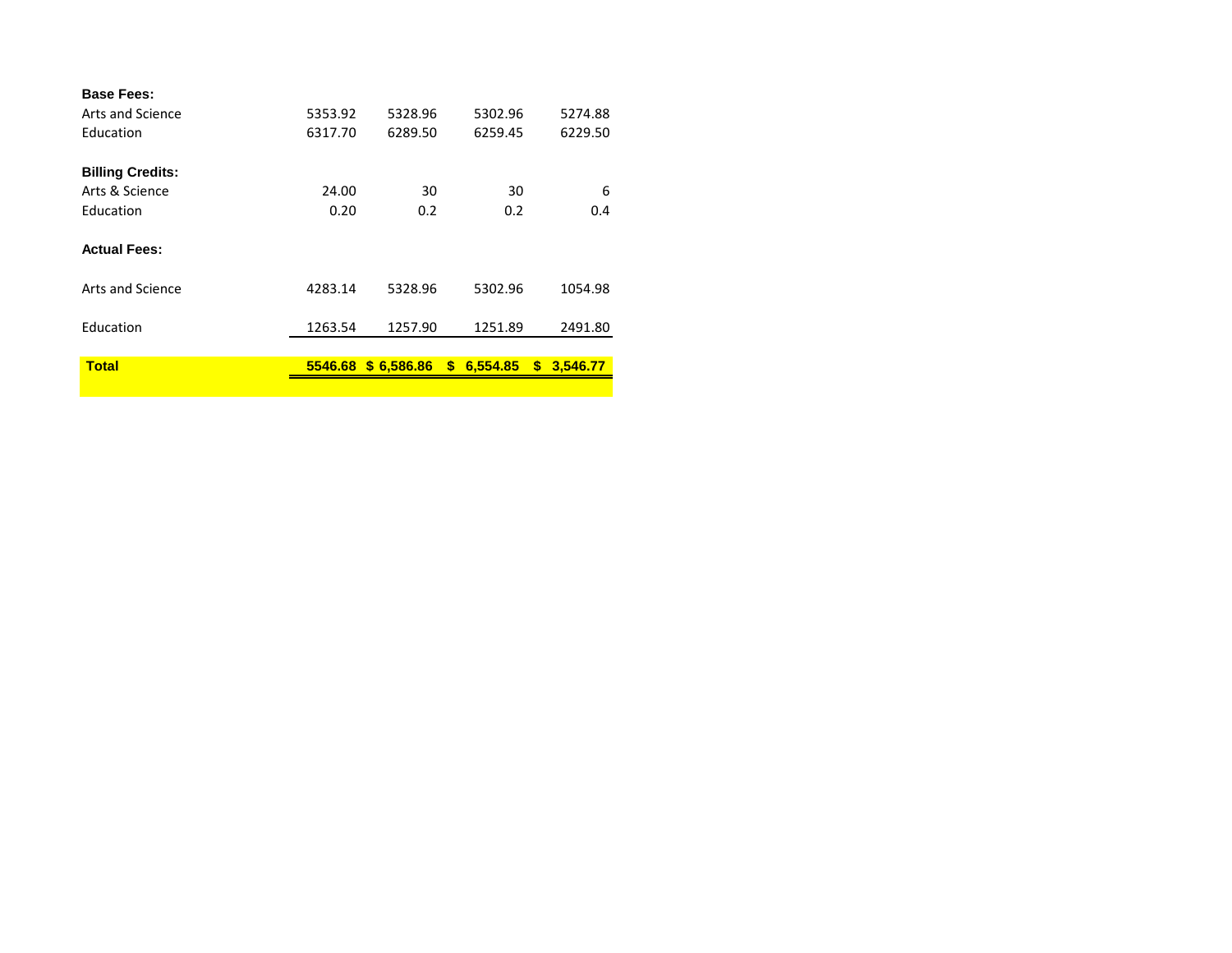| | | | | |
|---|---|---|---|---|
| **Base Fees:** | | | | |
| Arts and Science | 5353.92 | 5328.96 | 5302.96 | 5274.88 |
| Education | 6317.70 | 6289.50 | 6259.45 | 6229.50 |
| | | | | |
| **Billing Credits:** | | | | |
| Arts & Science | 24.00 | 30 | 30 | 6 |
| Education | 0.20 | 0.2 | 0.2 | 0.4 |
| | | | | |
| **Actual Fees:** | | | | |
| Arts and Science | 4283.14 | 5328.96 | 5302.96 | 1054.98 |
| Education | 1263.54 | 1257.90 | 1251.89 | 2491.80 |
| **Total** | **5546.68** | **$ 6,586.86** | **$ 6,554.85** | **$ 3,546.77** |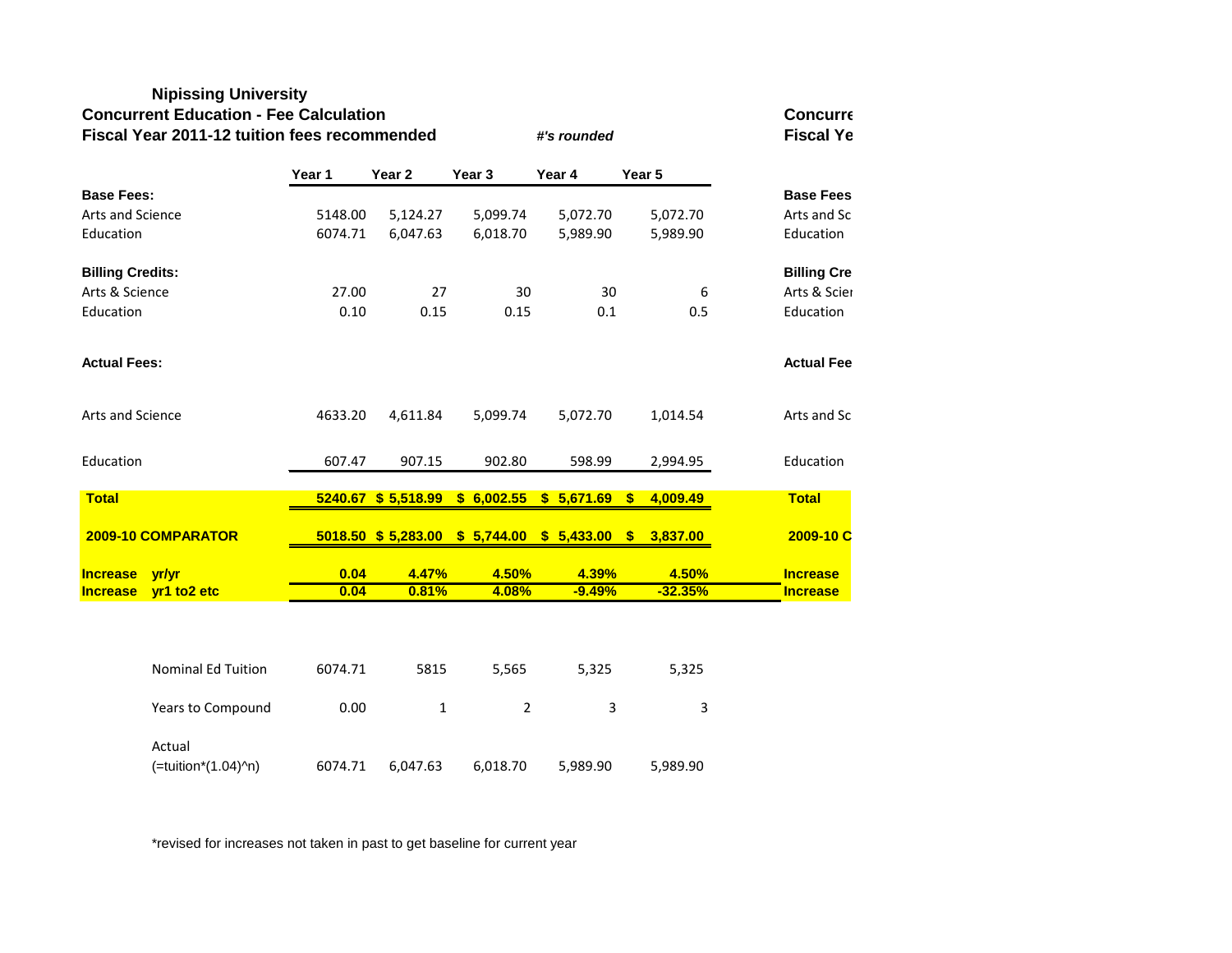**Nipissing University**

**Concurrent Education - Fee Calculation**

**Fiscal Year 2011-12 tuition fees recommended** *#'s rounded*

| | Year 1 | Year 2 | Year 3 | Year 4 | Year 5 |
|---|---|---|---|---|---|
| **Base Fees:** | | | | | |
| Arts and Science | 5148.00 | 5,124.27 | 5,099.74 | 5,072.70 | 5,072.70 |
| Education | 6074.71 | 6,047.63 | 6,018.70 | 5,989.90 | 5,989.90 |
| **Billing Credits:** | | | | | |
| Arts & Science | 27.00 | 27 | 30 | 30 | 6 |
| Education | 0.10 | 0.15 | 0.15 | 0.1 | 0.5 |
| **Actual Fees:** | | | | | |
| Arts and Science | 4633.20 | 4,611.84 | 5,099.74 | 5,072.70 | 1,014.54 |
| Education | 607.47 | 907.15 | 902.80 | 598.99 | 2,994.95 |
| **Total** | **5240.67** | **$ 5,518.99** | **$ 6,002.55** | **$ 5,671.69** | **$ 4,009.49** |
| **2009-10 COMPARATOR** | **5018.50** | **$ 5,283.00** | **$ 5,744.00** | **$ 5,433.00** | **$ 3,837.00** |
| **Increase yr/yr** | **0.04** | **4.47%** | **4.50%** | **4.39%** | **4.50%** |
| **Increase yr1 to2 etc** | **0.04** | **0.81%** | **4.08%** | **-9.49%** | **-32.35%** |

| | | | | | |
|---|---|---|---|---|---|
| Nominal Ed Tuition | 6074.71 | 5815 | 5,565 | 5,325 | 5,325 |
| Years to Compound | 0.00 | 1 | 2 | 3 | 3 |
| Actual (=tuition*(1.04)^n) | 6074.71 | 6,047.63 | 6,018.70 | 5,989.90 | 5,989.90 |

*revised for increases not taken in past to get baseline for current year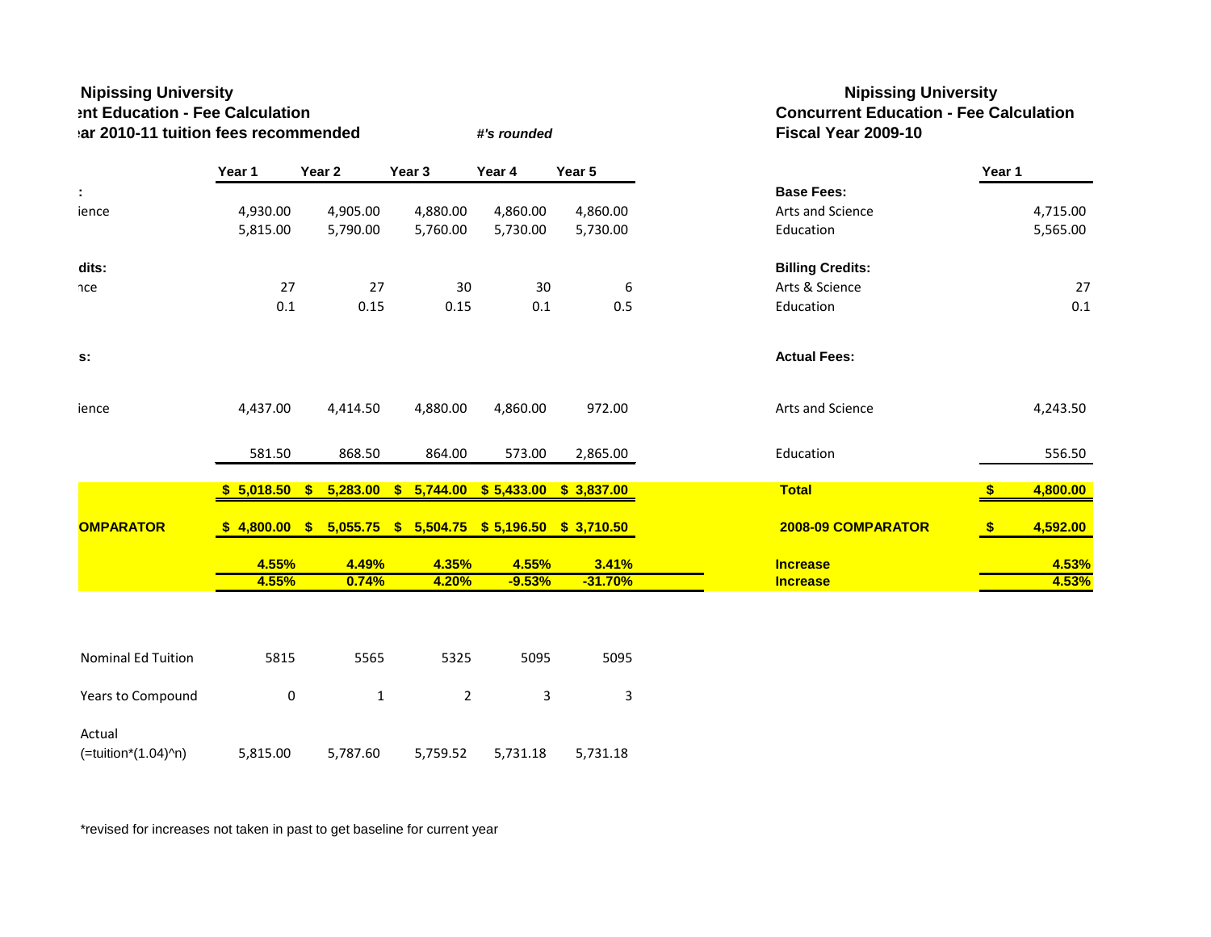**Nipissing University**
**ent Education - Fee Calculation**
**ear 2010-11 tuition fees recommended** *#'s rounded*

| | Year 1 | Year 2 | Year 3 | Year 4 | Year 5 |
|---|---|---|---|---|---|
| : | | | | | |
| ience | 4,930.00 | 4,905.00 | 4,880.00 | 4,860.00 | 4,860.00 |
| | 5,815.00 | 5,790.00 | 5,760.00 | 5,730.00 | 5,730.00 |
| **dits:** | | | | | |
| nce | 27 | 27 | 30 | 30 | 6 |
| | 0.1 | 0.15 | 0.15 | 0.1 | 0.5 |
| **s:** | | | | | |
| ience | 4,437.00 | 4,414.50 | 4,880.00 | 4,860.00 | 972.00 |
| | 581.50 | 868.50 | 864.00 | 573.00 | 2,865.00 |
| | **$ 5,018.50** | **$ 5,283.00** | **$ 5,744.00** | **$ 5,433.00** | **$ 3,837.00** |
| **OMPARATOR** | **$ 4,800.00** | **$ 5,055.75** | **$ 5,504.75** | **$ 5,196.50** | **$ 3,710.50** |
| | **4.55%** | **4.49%** | **4.35%** | **4.55%** | **3.41%** |
| | **4.55%** | **0.74%** | **4.20%** | **-9.53%** | **-31.70%** |

| | | | | | |
|---|---|---|---|---|---|
| Nominal Ed Tuition | 5815 | 5565 | 5325 | 5095 | 5095 |
| Years to Compound | 0 | 1 | 2 | 3 | 3 |
| Actual (=tuition*(1.04)^n) | 5,815.00 | 5,787.60 | 5,759.52 | 5,731.18 | 5,731.18 |

*revised for increases not taken in past to get baseline for current year

**Nipissing University**
**Concurrent Education - Fee Calculation**
**Fiscal Year 2009-10**

| | Year 1 |
|---|---|
| **Base Fees:** | |
| Arts and Science | 4,715.00 |
| Education | 5,565.00 |
| **Billing Credits:** | |
| Arts & Science | 27 |
| Education | 0.1 |
| **Actual Fees:** | |
| Arts and Science | 4,243.50 |
| Education | 556.50 |
| **Total** | **$ 4,800.00** |
| **2008-09 COMPARATOR** | **$ 4,592.00** |
| **Increase** | **4.53%** |
| **Increase** | **4.53%** |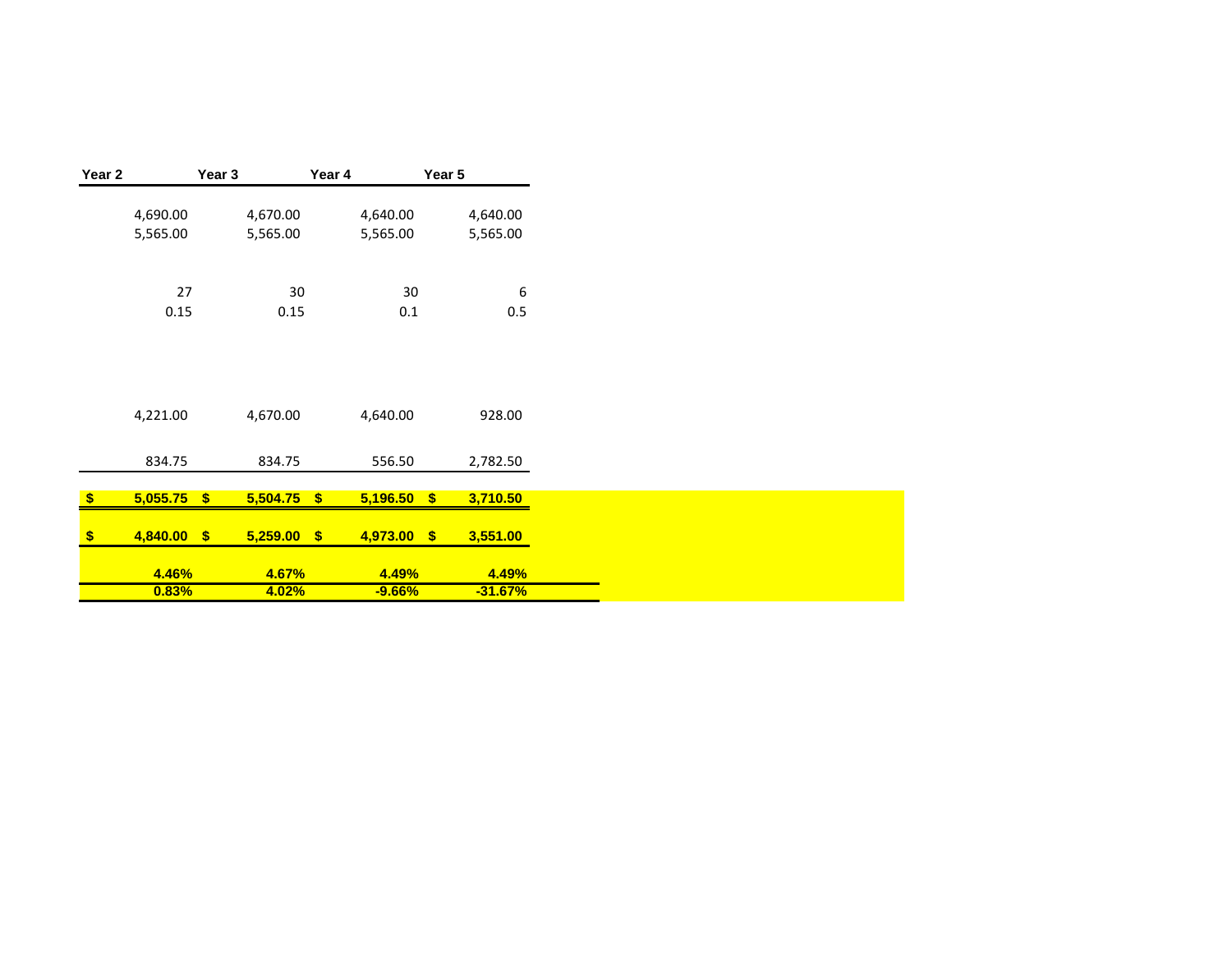| Year 2 | Year 3 | Year 4 | Year 5 |
|---|---|---|---|
| 4,690.00 | 4,670.00 | 4,640.00 | 4,640.00 |
| 5,565.00 | 5,565.00 | 5,565.00 | 5,565.00 |
| 27 | 30 | 30 | 6 |
| 0.15 | 0.15 | 0.1 | 0.5 |
| 4,221.00 | 4,670.00 | 4,640.00 | 928.00 |
| 834.75 | 834.75 | 556.50 | 2,782.50 |
| **$ 5,055.75** | **$ 5,504.75** | **$ 5,196.50** | **$ 3,710.50** |
| **$ 4,840.00** | **$ 5,259.00** | **$ 4,973.00** | **$ 3,551.00** |
| **4.46%** | **4.67%** | **4.49%** | **4.49%** |
| **0.83%** | **4.02%** | **-9.66%** | **-31.67%** |